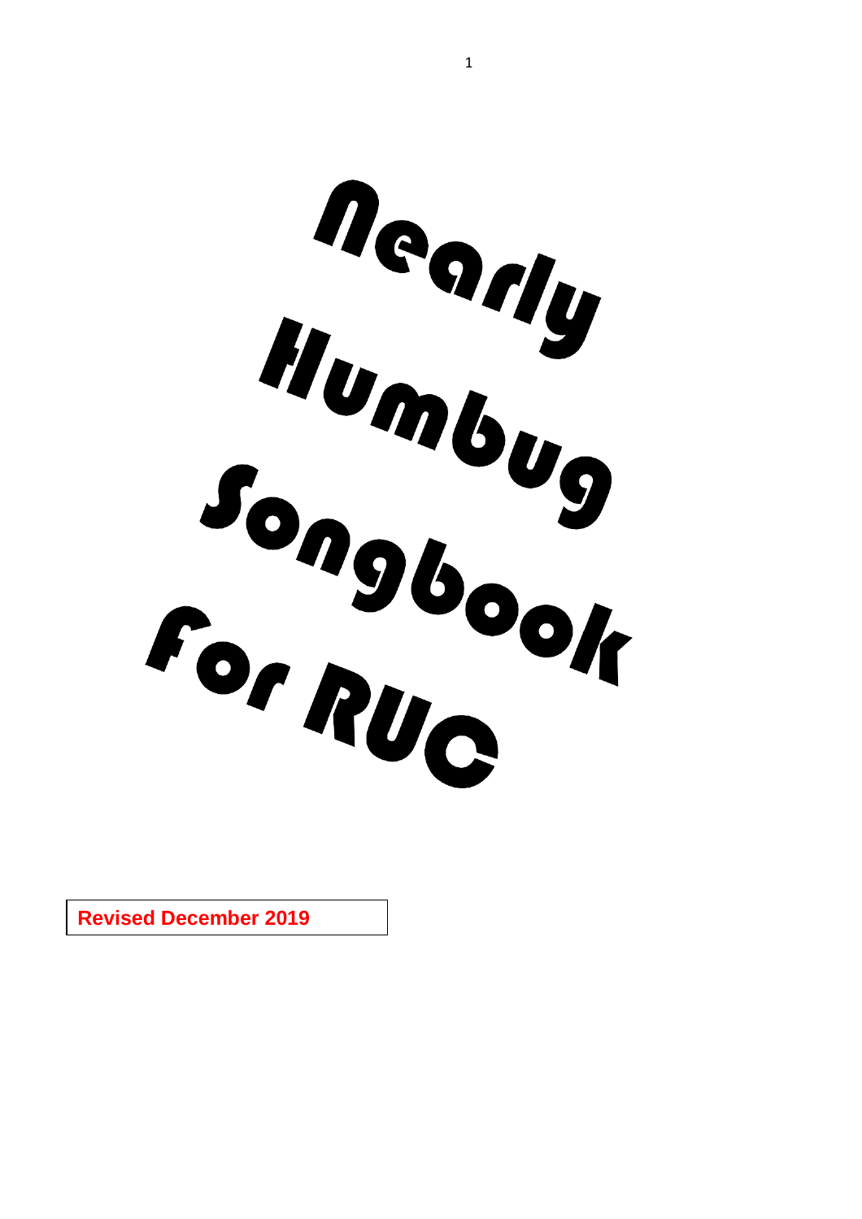# Nearly Humbug Songbook For RUC

**Revised December 2019**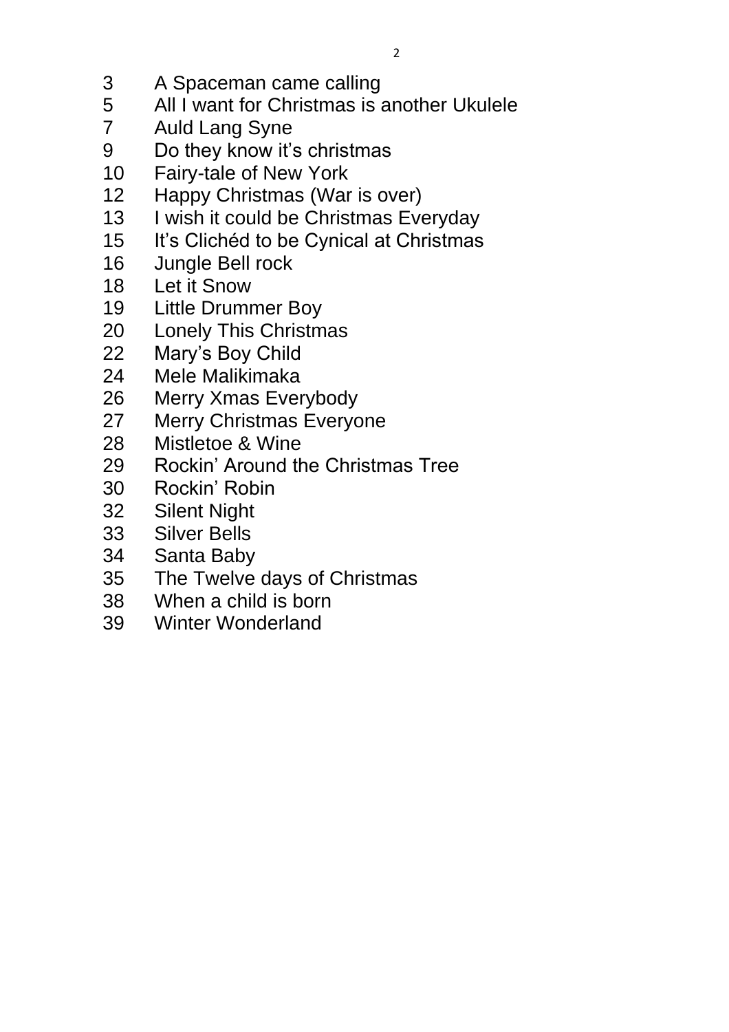3 A Spaceman came calling
5 All I want for Christmas is another Ukulele
7 Auld Lang Syne
9 Do they know it's christmas
10 Fairy-tale of New York
12 Happy Christmas (War is over)
13 I wish it could be Christmas Everyday
15 It's Clichéd to be Cynical at Christmas
16 Jungle Bell rock
18 Let it Snow
19 Little Drummer Boy
20 Lonely This Christmas
22 Mary's Boy Child
24 Mele Malikimaka
26 Merry Xmas Everybody
27 Merry Christmas Everyone
28 Mistletoe & Wine
29 Rockin' Around the Christmas Tree
30 Rockin' Robin
32 Silent Night
33 Silver Bells
34 Santa Baby
35 The Twelve days of Christmas
38 When a child is born
39 Winter Wonderland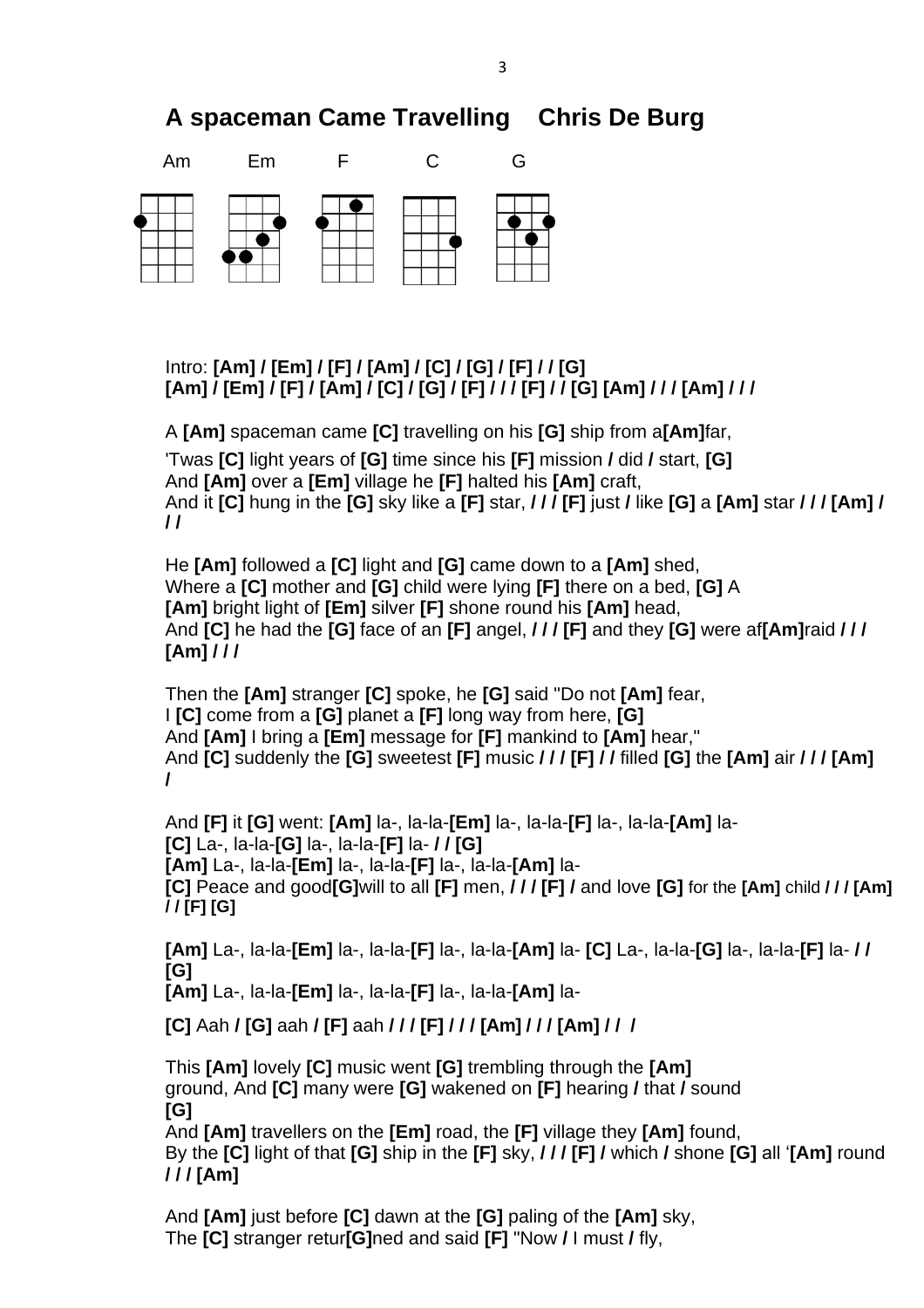# A spaceman Came Travelling    Chris De Burg

Am    Em    F    C    G

Intro: **[Am] / [Em] / [F] / [Am] / [C] / [G] / [F] / / [G]**
**[Am] / [Em] / [F] / [Am] / [C] / [G] / [F] / / / [F] / / [G] [Am] / / / [Am] / / /**

A **[Am]** spaceman came **[C]** travelling on his **[G]** ship from a**[Am]**far,
'Twas **[C]** light years of **[G]** time since his **[F]** mission **/** did **/** start, **[G]**
And **[Am]** over a **[Em]** village he **[F]** halted his **[Am]** craft,
And it **[C]** hung in the **[G]** sky like a **[F]** star, **/ / / [F]** just **/** like **[G]** a **[Am]** star **/ / / [Am] / / /**

He **[Am]** followed a **[C]** light and **[G]** came down to a **[Am]** shed,
Where a **[C]** mother and **[G]** child were lying **[F]** there on a bed, **[G]** A
**[Am]** bright light of **[Em]** silver **[F]** shone round his **[Am]** head,
And **[C]** he had the **[G]** face of an **[F]** angel, **/ / / [F]** and they **[G]** were af**[Am]**raid **/ / / [Am] / / /**

Then the **[Am]** stranger **[C]** spoke, he **[G]** said "Do not **[Am]** fear,
I **[C]** come from a **[G]** planet a **[F]** long way from here, **[G]**
And **[Am]** I bring a **[Em]** message for **[F]** mankind to **[Am]** hear,"
And **[C]** suddenly the **[G]** sweetest **[F]** music **/ / / [F] / /** filled **[G]** the **[Am]** air **/ / / [Am] /**

And **[F]** it **[G]** went: **[Am]** la-, la-la-**[Em]** la-, la-la-**[F]** la-, la-la-**[Am]** la-
**[C]** La-, la-la-**[G]** la-, la-la-**[F]** la- **/ / [G]**
**[Am]** La-, la-la-**[Em]** la-, la-la-**[F]** la-, la-la-**[Am]** la-
**[C]** Peace and good**[G]**will to all **[F]** men, **/ / / [F] /** and love **[G]** for the **[Am]** child **/ / / [Am] / / [F] [G]**

**[Am]** La-, la-la-**[Em]** la-, la-la-**[F]** la-, la-la-**[Am]** la- **[C]** La-, la-la-**[G]** la-, la-la-**[F]** la- **/ / [G]**
**[Am]** La-, la-la-**[Em]** la-, la-la-**[F]** la-, la-la-**[Am]** la-

**[C]** Aah **/ [G]** aah **/ [F]** aah **/ / / [F] / / / [Am] / / / [Am] / / /**

This **[Am]** lovely **[C]** music went **[G]** trembling through the **[Am]** ground, And **[C]** many were **[G]** wakened on **[F]** hearing **/** that **/** sound **[G]**
And **[Am]** travellers on the **[Em]** road, the **[F]** village they **[Am]** found,
By the **[C]** light of that **[G]** ship in the **[F]** sky, **/ / / [F] /** which **/** shone **[G]** all '**[Am]** round **/ / / [Am]**

And **[Am]** just before **[C]** dawn at the **[G]** paling of the **[Am]** sky,
The **[C]** stranger retur**[G]**ned and said **[F]** "Now **/** I must **/** fly,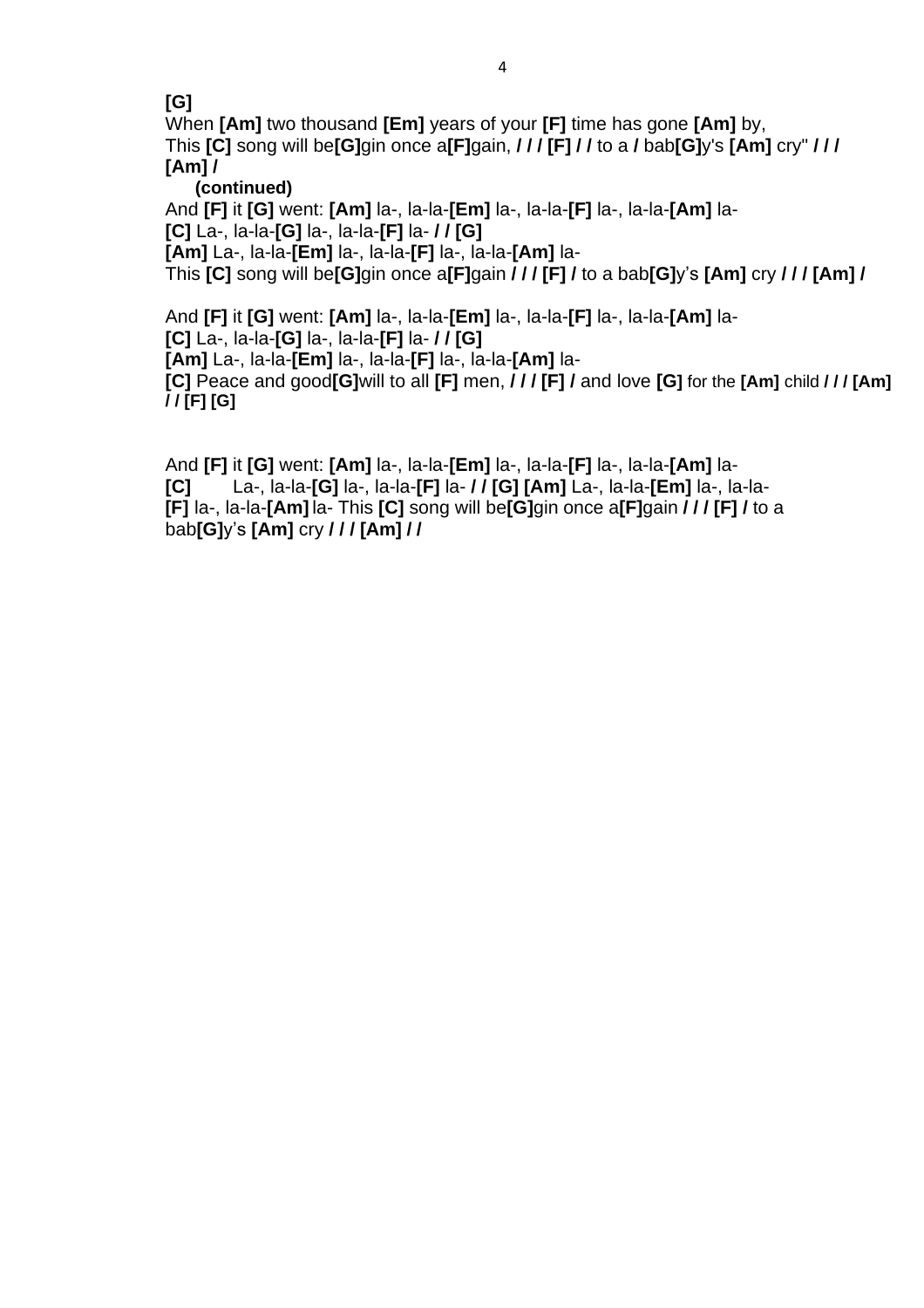**[G]**
When **[Am]** two thousand **[Em]** years of your **[F]** time has gone **[Am]** by,
This **[C]** song will be**[G]**gin once a**[F]**gain, **/ / / [F] / /** to a **/** bab**[G]**y's **[Am]** cry" **/ / /**
**[Am] /**

**(continued)**
And **[F]** it **[G]** went: **[Am]** la-, la-la-**[Em]** la-, la-la-**[F]** la-, la-la-**[Am]** la-
**[C]** La-, la-la-**[G]** la-, la-la-**[F]** la- **/ / [G]**
**[Am]** La-, la-la-**[Em]** la-, la-la-**[F]** la-, la-la-**[Am]** la-
This **[C]** song will be**[G]**gin once a**[F]**gain **/ / / [F] /** to a bab**[G]**y's **[Am]** cry **/ / / [Am] /**

And **[F]** it **[G]** went: **[Am]** la-, la-la-**[Em]** la-, la-la-**[F]** la-, la-la-**[Am]** la-
**[C]** La-, la-la-**[G]** la-, la-la-**[F]** la- **/ / [G]**
**[Am]** La-, la-la-**[Em]** la-, la-la-**[F]** la-, la-la-**[Am]** la-
**[C]** Peace and good**[G]**will to all **[F]** men, **/ / / [F] /** and love **[G]** for the **[Am]** child **/ / / [Am] / / [F] [G]**

And **[F]** it **[G]** went: **[Am]** la-, la-la-**[Em]** la-, la-la-**[F]** la-, la-la-**[Am]** la-
**[C]** La-, la-la-**[G]** la-, la-la-**[F]** la- **/ / [G] [Am]** La-, la-la-**[Em]** la-, la-la-
**[F]** la-, la-la-**[Am]** la- This **[C]** song will be**[G]**gin once a**[F]**gain **/ / / [F] /** to a bab**[G]**y's **[Am]** cry **/ / / [Am] / /**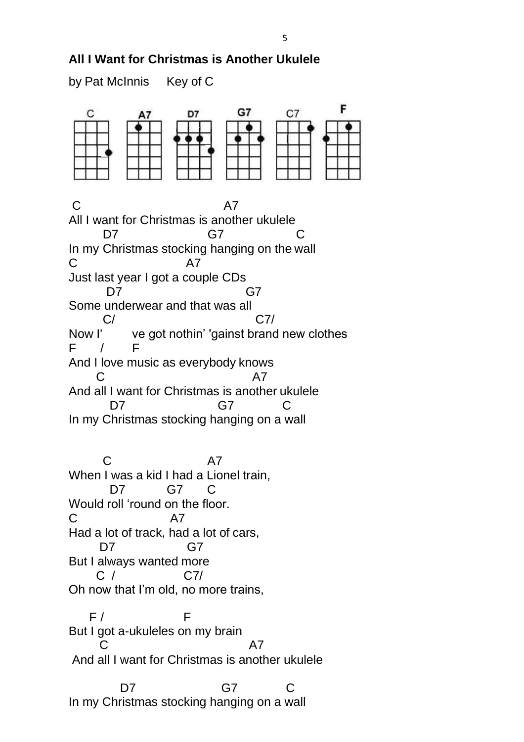**All I Want for Christmas is Another Ukulele**

by Pat McInnis     Key of C

C  A7  D7  G7  C7  F

```
 C                                A7
All I want for Christmas is another ukulele
        D7                    G7                C
In my Christmas stocking hanging on the wall
C                          A7
Just last year I got a couple CDs
         D7                           G7
Some underwear and that was all
         C/                              C7/
Now I'       ve got nothin' 'gainst brand new clothes
F      /       F
And I love music as everybody knows
      C                                  A7
And all I want for Christmas is another ukulele
          D7                        G7           C
In my Christmas stocking hanging on a wall


        C                         A7
When I was a kid I had a Lionel train,
          D7           G7      C
Would roll 'round on the floor.
C                        A7
Had a lot of track, had a lot of cars,
       D7                 G7
But I always wanted more
      C  /                C7/
Oh now that I'm old, no more trains,

     F /                   F
But I got a-ukuleles on my brain
       C                                 A7
 And all I want for Christmas is another ukulele

            D7                       G7            C
In my Christmas stocking hanging on a wall
```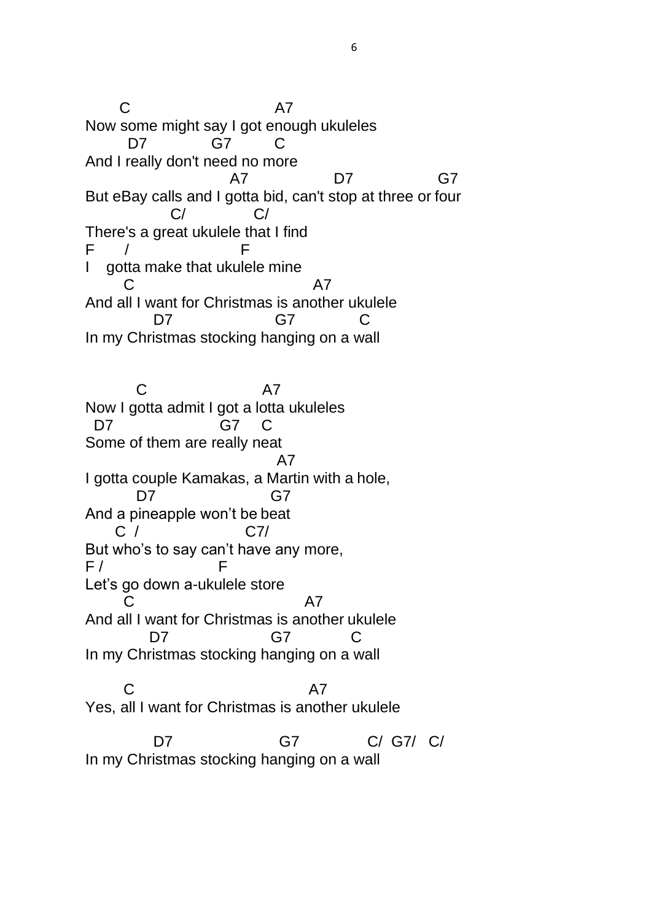```
       C                              A7
Now some might say I got enough ukuleles
         D7              G7          C
And I really don't need no more
                               A7                    D7                    G7
But eBay calls and I gotta bid, can't stop at three or four
                  C/                C/
There's a great ukulele that I find
F       /                        F
I    gotta make that ukulele mine
        C                                    A7
And all I want for Christmas is another ukulele
              D7                        G7              C
In my Christmas stocking hanging on a wall


           C                          A7
Now I gotta admit I got a lotta ukuleles
  D7                      G7     C
Some of them are really neat
                                    A7
I gotta couple Kamakas, a Martin with a hole,
          D7                        G7
And a pineapple won't be beat
      C  /                     C7/
But who's to say can't have any more,
F /                        F
Let's go down a-ukulele store
        C                                  A7
And all I want for Christmas is another ukulele
             D7                        G7             C
In my Christmas stocking hanging on a wall

        C                                    A7
Yes, all I want for Christmas is another ukulele

              D7                        G7               C/  G7/   C/
In my Christmas stocking hanging on a wall
```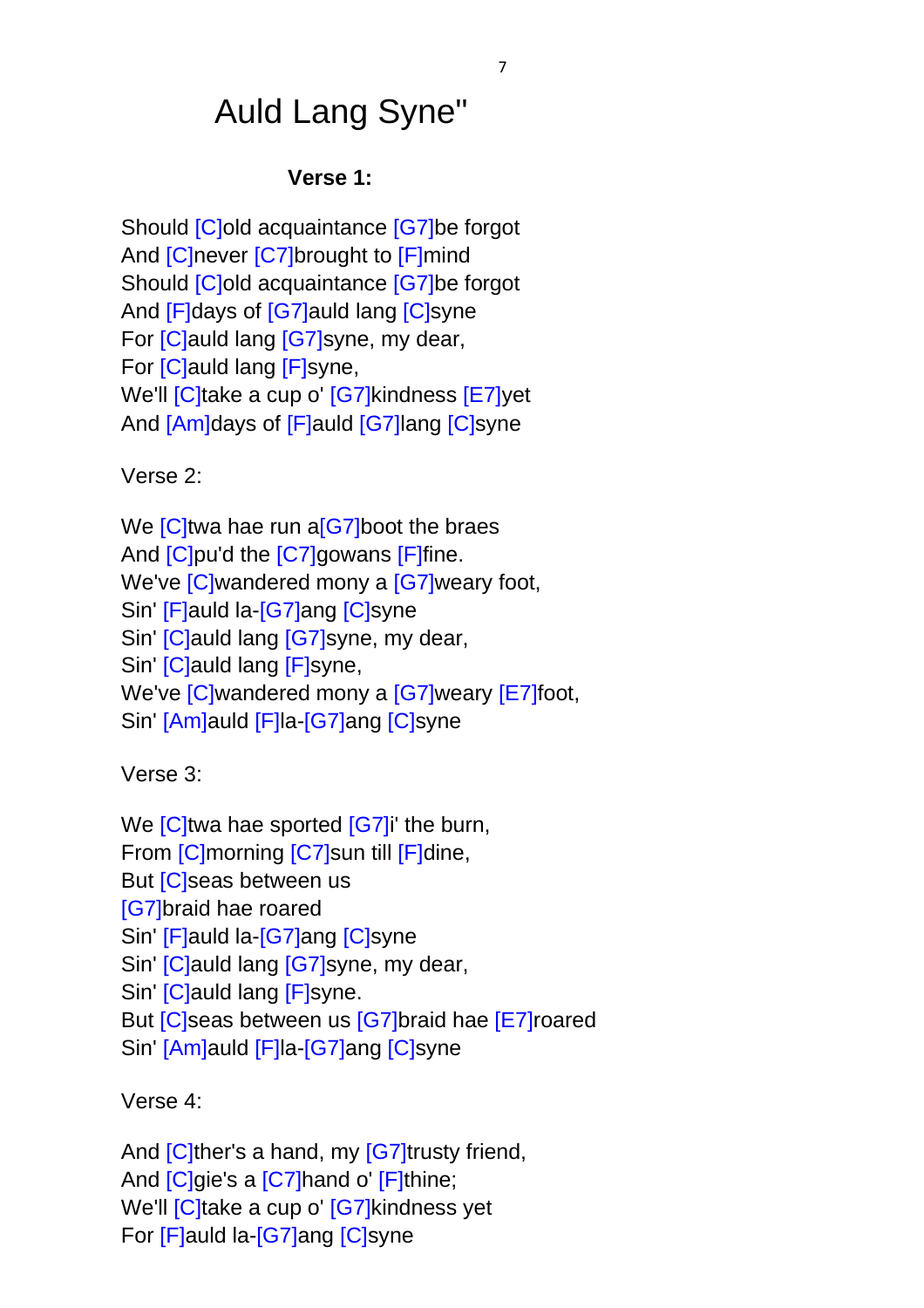# Auld Lang Syne"

**Verse 1:**

Should [C]old acquaintance [G7]be forgot
And [C]never [C7]brought to [F]mind
Should [C]old acquaintance [G7]be forgot
And [F]days of [G7]auld lang [C]syne
For [C]auld lang [G7]syne, my dear,
For [C]auld lang [F]syne,
We'll [C]take a cup o' [G7]kindness [E7]yet
And [Am]days of [F]auld [G7]lang [C]syne

Verse 2:

We [C]twa hae run a[G7]boot the braes
And [C]pu'd the [C7]gowans [F]fine.
We've [C]wandered mony a [G7]weary foot,
Sin' [F]auld la-[G7]ang [C]syne
Sin' [C]auld lang [G7]syne, my dear,
Sin' [C]auld lang [F]syne,
We've [C]wandered mony a [G7]weary [E7]foot,
Sin' [Am]auld [F]la-[G7]ang [C]syne

Verse 3:

We [C]twa hae sported [G7]i' the burn,
From [C]morning [C7]sun till [F]dine,
But [C]seas between us
[G7]braid hae roared
Sin' [F]auld la-[G7]ang [C]syne
Sin' [C]auld lang [G7]syne, my dear,
Sin' [C]auld lang [F]syne.
But [C]seas between us [G7]braid hae [E7]roared
Sin' [Am]auld [F]la-[G7]ang [C]syne

Verse 4:

And [C]ther's a hand, my [G7]trusty friend,
And [C]gie's a [C7]hand o' [F]thine;
We'll [C]take a cup o' [G7]kindness yet
For [F]auld la-[G7]ang [C]syne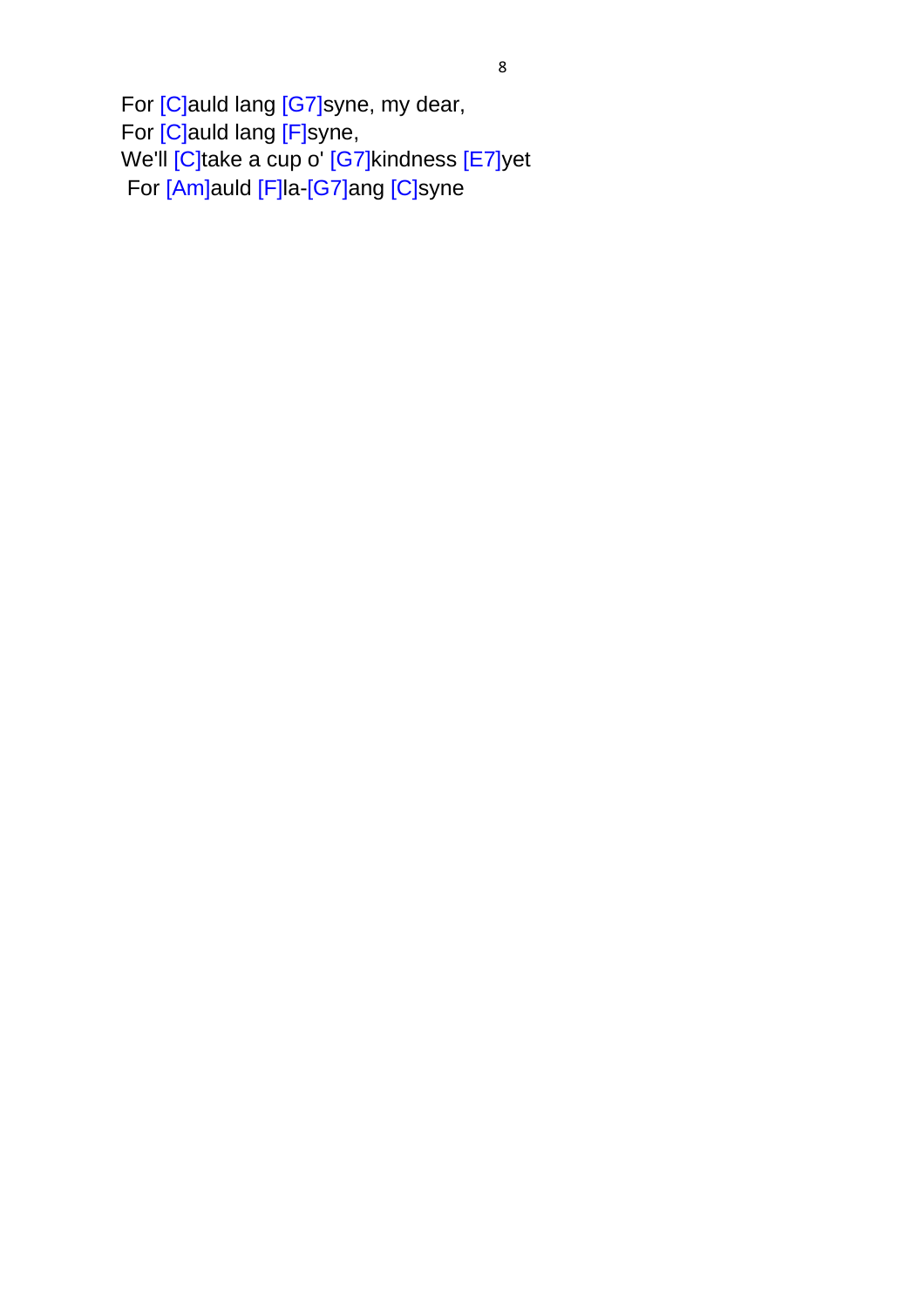For [C]auld lang [G7]syne, my dear,
For [C]auld lang [F]syne,
We'll [C]take a cup o' [G7]kindness [E7]yet
For [Am]auld [F]la-[G7]ang [C]syne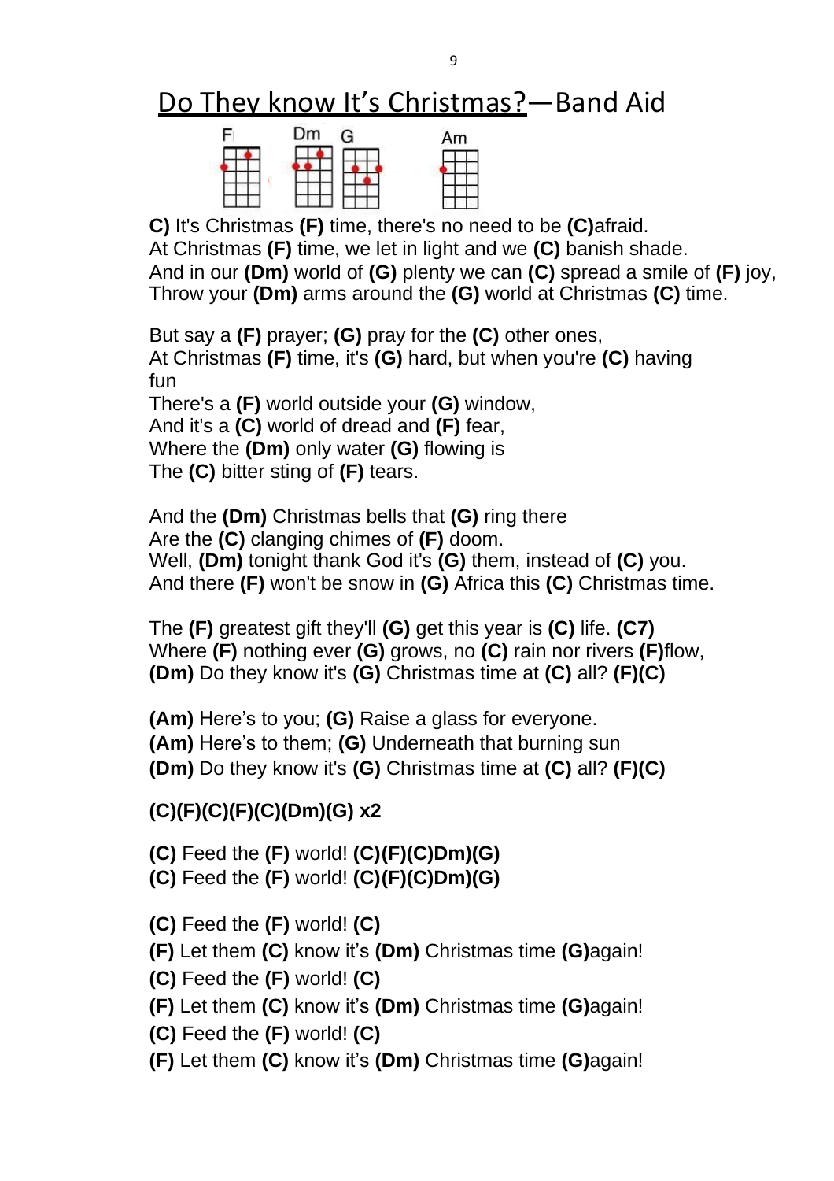# Do They know It's Christmas?—Band Aid

F Dm G Am

C) It's Christmas **(F)** time, there's no need to be **(C)**afraid.
At Christmas **(F)** time, we let in light and we **(C)** banish shade.
And in our **(Dm)** world of **(G)** plenty we can **(C)** spread a smile of **(F)** joy,
Throw your **(Dm)** arms around the **(G)** world at Christmas **(C)** time.

But say a **(F)** prayer; **(G)** pray for the **(C)** other ones,
At Christmas **(F)** time, it's **(G)** hard, but when you're **(C)** having fun
There's a **(F)** world outside your **(G)** window,
And it's a **(C)** world of dread and **(F)** fear,
Where the **(Dm)** only water **(G)** flowing is
The **(C)** bitter sting of **(F)** tears.

And the **(Dm)** Christmas bells that **(G)** ring there
Are the **(C)** clanging chimes of **(F)** doom.
Well, **(Dm)** tonight thank God it's **(G)** them, instead of **(C)** you.
And there **(F)** won't be snow in **(G)** Africa this **(C)** Christmas time.

The **(F)** greatest gift they'll **(G)** get this year is **(C)** life. **(C7)**
Where **(F)** nothing ever **(G)** grows, no **(C)** rain nor rivers **(F)**flow,
**(Dm)** Do they know it's **(G)** Christmas time at **(C)** all? **(F)(C)**

**(Am)** Here's to you; **(G)** Raise a glass for everyone.
**(Am)** Here's to them; **(G)** Underneath that burning sun
**(Dm)** Do they know it's **(G)** Christmas time at **(C)** all? **(F)(C)**

**(C)(F)(C)(F)(C)(Dm)(G) x2**

**(C)** Feed the **(F)** world! **(C)(F)(C)Dm)(G)**
**(C)** Feed the **(F)** world! **(C)(F)(C)Dm)(G)**

**(C)** Feed the **(F)** world! **(C)**
**(F)** Let them **(C)** know it's **(Dm)** Christmas time **(G)**again!
**(C)** Feed the **(F)** world! **(C)**
**(F)** Let them **(C)** know it's **(Dm)** Christmas time **(G)**again!
**(C)** Feed the **(F)** world! **(C)**
**(F)** Let them **(C)** know it's **(Dm)** Christmas time **(G)**again!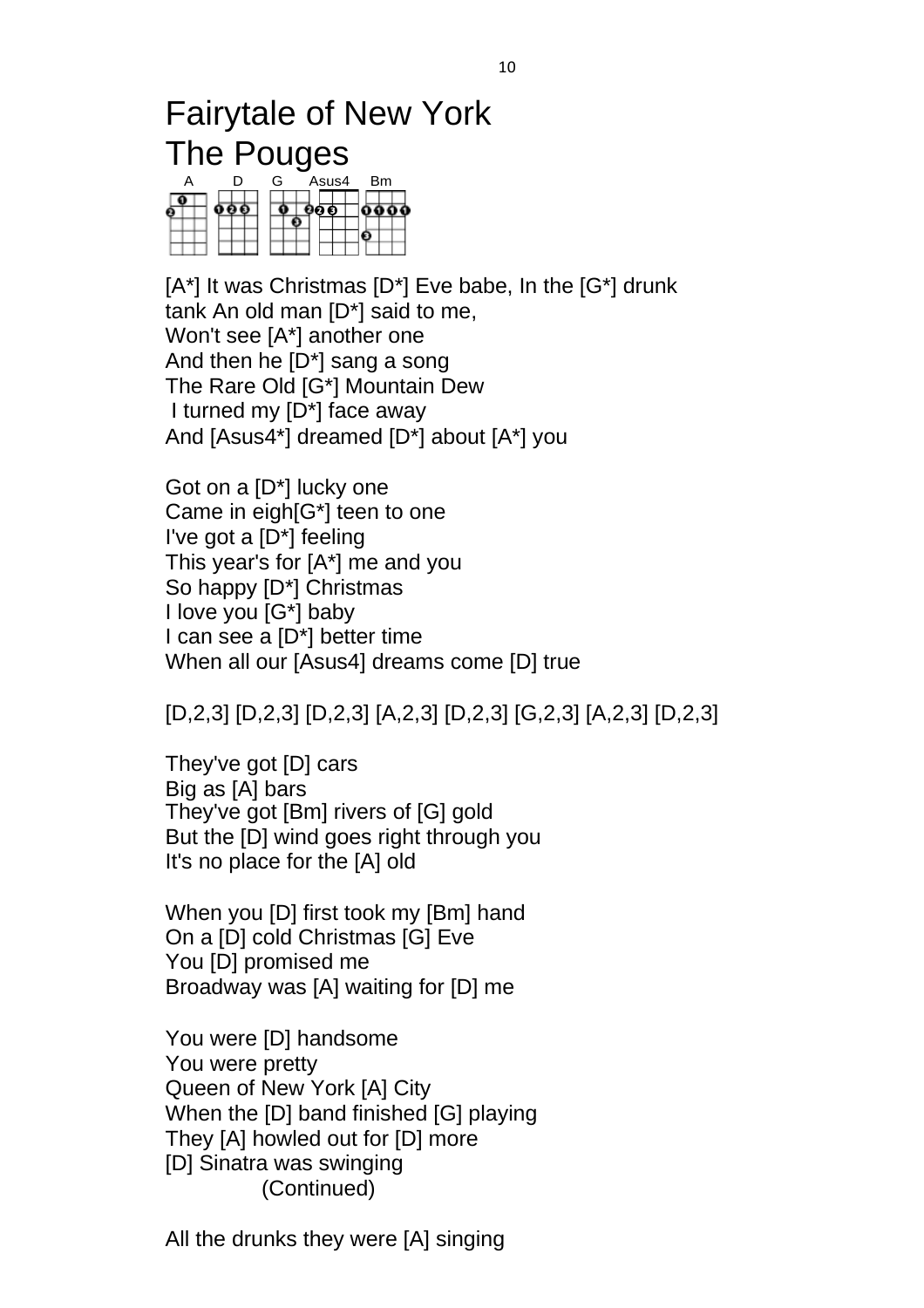# Fairytale of New York
# The Pouges

A D G Asus4 Bm

[A*] It was Christmas [D*] Eve babe, In the [G*] drunk tank An old man [D*] said to me,
Won't see [A*] another one
And then he [D*] sang a song
The Rare Old [G*] Mountain Dew
I turned my [D*] face away
And [Asus4*] dreamed [D*] about [A*] you

Got on a [D*] lucky one
Came in eigh[G*] teen to one
I've got a [D*] feeling
This year's for [A*] me and you
So happy [D*] Christmas
I love you [G*] baby
I can see a [D*] better time
When all our [Asus4] dreams come [D] true

[D,2,3] [D,2,3] [D,2,3] [A,2,3] [D,2,3] [G,2,3] [A,2,3] [D,2,3]

They've got [D] cars
Big as [A] bars
They've got [Bm] rivers of [G] gold
But the [D] wind goes right through you
It's no place for the [A] old

When you [D] first took my [Bm] hand
On a [D] cold Christmas [G] Eve
You [D] promised me
Broadway was [A] waiting for [D] me

You were [D] handsome
You were pretty
Queen of New York [A] City
When the [D] band finished [G] playing
They [A] howled out for [D] more
[D] Sinatra was swinging
(Continued)

All the drunks they were [A] singing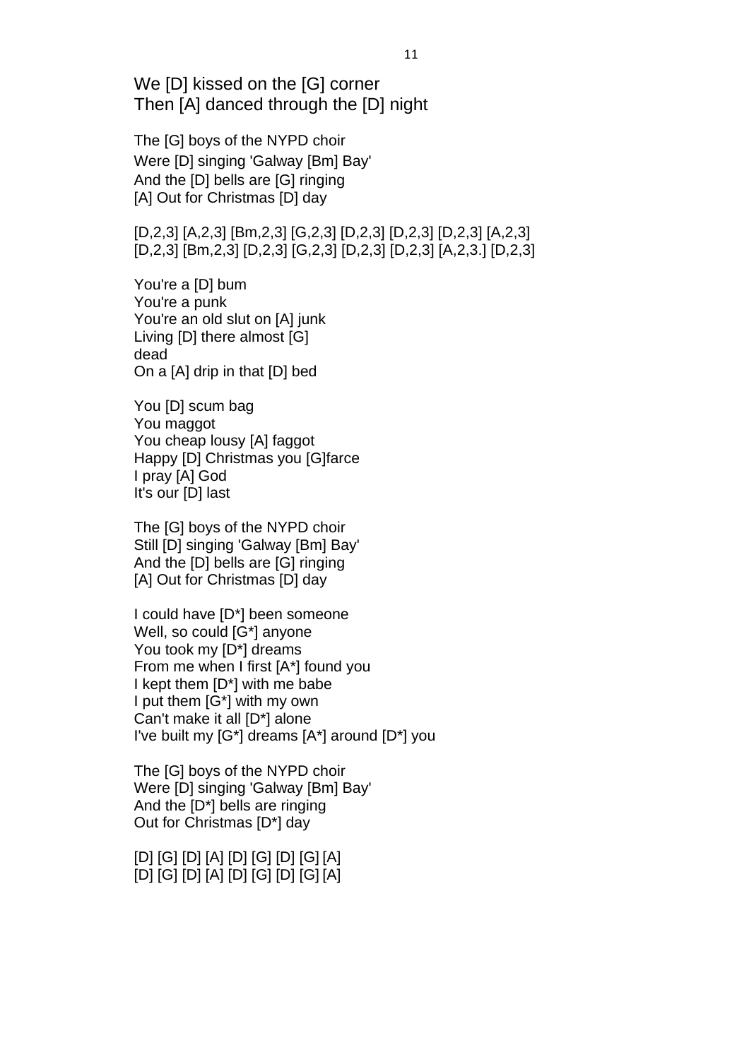We [D] kissed on the [G] corner
Then [A] danced through the [D] night

The [G] boys of the NYPD choir
Were [D] singing 'Galway [Bm] Bay'
And the [D] bells are [G] ringing
[A] Out for Christmas [D] day

[D,2,3] [A,2,3] [Bm,2,3] [G,2,3] [D,2,3] [D,2,3] [D,2,3] [A,2,3]
[D,2,3] [Bm,2,3] [D,2,3] [G,2,3] [D,2,3] [D,2,3] [A,2,3.] [D,2,3]

You're a [D] bum
You're a punk
You're an old slut on [A] junk
Living [D] there almost [G]
dead
On a [A] drip in that [D] bed

You [D] scum bag
You maggot
You cheap lousy [A] faggot
Happy [D] Christmas you [G]farce
I pray [A] God
It's our [D] last

The [G] boys of the NYPD choir
Still [D] singing 'Galway [Bm] Bay'
And the [D] bells are [G] ringing
[A] Out for Christmas [D] day

I could have [D*] been someone
Well, so could [G*] anyone
You took my [D*] dreams
From me when I first [A*] found you
I kept them [D*] with me babe
I put them [G*] with my own
Can't make it all [D*] alone
I've built my [G*] dreams [A*] around [D*] you

The [G] boys of the NYPD choir
Were [D] singing 'Galway [Bm] Bay'
And the [D*] bells are ringing
Out for Christmas [D*] day

[D] [G] [D] [A] [D] [G] [D] [G] [A]
[D] [G] [D] [A] [D] [G] [D] [G] [A]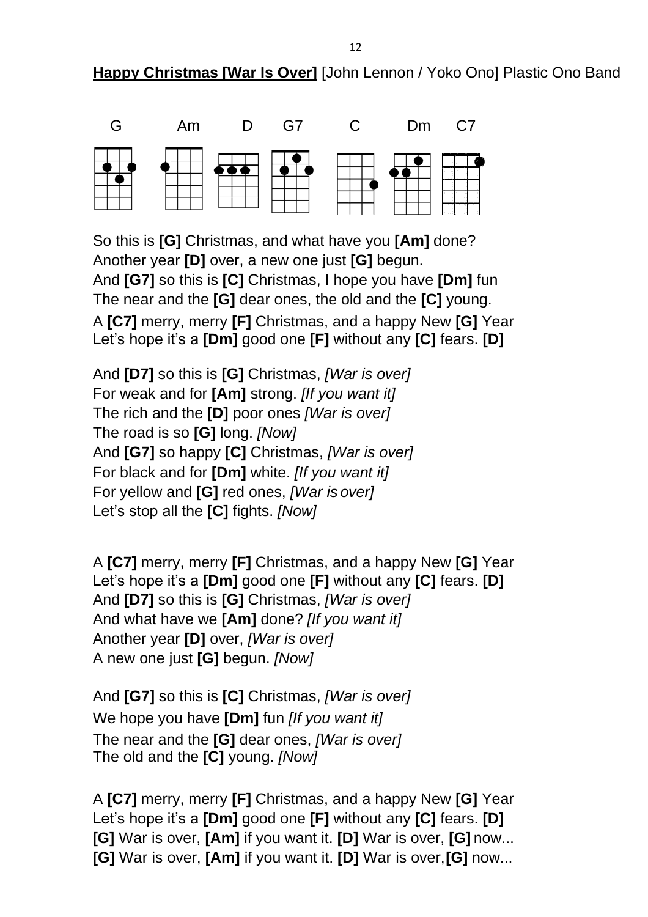**Happy Christmas [War Is Over]** [John Lennon / Yoko Ono] Plastic Ono Band

G Am D G7 C Dm C7

So this is **[G]** Christmas, and what have you **[Am]** done?
Another year **[D]** over, a new one just **[G]** begun.
And **[G7]** so this is **[C]** Christmas, I hope you have **[Dm]** fun
The near and the **[G]** dear ones, the old and the **[C]** young.
A **[C7]** merry, merry **[F]** Christmas, and a happy New **[G]** Year
Let's hope it's a **[Dm]** good one **[F]** without any **[C]** fears. **[D]**

And **[D7]** so this is **[G]** Christmas, *[War is over]*
For weak and for **[Am]** strong. *[If you want it]*
The rich and the **[D]** poor ones *[War is over]*
The road is so **[G]** long. *[Now]*
And **[G7]** so happy **[C]** Christmas, *[War is over]*
For black and for **[Dm]** white. *[If you want it]*
For yellow and **[G]** red ones, *[War is over]*
Let's stop all the **[C]** fights. *[Now]*

A **[C7]** merry, merry **[F]** Christmas, and a happy New **[G]** Year
Let's hope it's a **[Dm]** good one **[F]** without any **[C]** fears. **[D]**
And **[D7]** so this is **[G]** Christmas, *[War is over]*
And what have we **[Am]** done? *[If you want it]*
Another year **[D]** over, *[War is over]*
A new one just **[G]** begun. *[Now]*

And **[G7]** so this is **[C]** Christmas, *[War is over]*
We hope you have **[Dm]** fun *[If you want it]*
The near and the **[G]** dear ones, *[War is over]*
The old and the **[C]** young. *[Now]*

A **[C7]** merry, merry **[F]** Christmas, and a happy New **[G]** Year
Let's hope it's a **[Dm]** good one **[F]** without any **[C]** fears. **[D]**
**[G]** War is over, **[Am]** if you want it. **[D]** War is over, **[G]** now...
**[G]** War is over, **[Am]** if you want it. **[D]** War is over, **[G]** now...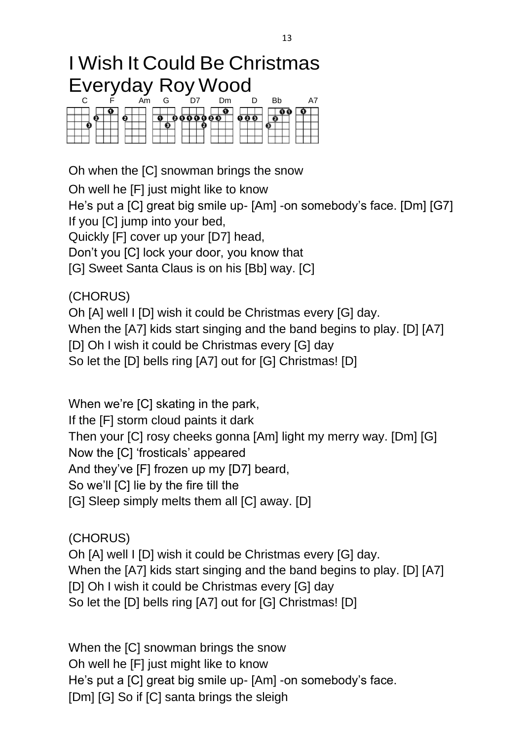# I Wish It Could Be Christmas Everyday Roy Wood

C F Am G D7 Dm D Bb A7

Oh when the [C] snowman brings the snow
Oh well he [F] just might like to know
He's put a [C] great big smile up- [Am] -on somebody's face. [Dm] [G7]
If you [C] jump into your bed,
Quickly [F] cover up your [D7] head,
Don't you [C] lock your door, you know that
[G] Sweet Santa Claus is on his [Bb] way. [C]

(CHORUS)
Oh [A] well I [D] wish it could be Christmas every [G] day.
When the [A7] kids start singing and the band begins to play. [D] [A7]
[D] Oh I wish it could be Christmas every [G] day
So let the [D] bells ring [A7] out for [G] Christmas! [D]

When we're [C] skating in the park,
If the [F] storm cloud paints it dark
Then your [C] rosy cheeks gonna [Am] light my merry way. [Dm] [G]
Now the [C] 'frosticals' appeared
And they've [F] frozen up my [D7] beard,
So we'll [C] lie by the fire till the
[G] Sleep simply melts them all [C] away. [D]

(CHORUS)
Oh [A] well I [D] wish it could be Christmas every [G] day.
When the [A7] kids start singing and the band begins to play. [D] [A7]
[D] Oh I wish it could be Christmas every [G] day
So let the [D] bells ring [A7] out for [G] Christmas! [D]

When the [C] snowman brings the snow
Oh well he [F] just might like to know
He's put a [C] great big smile up- [Am] -on somebody's face.
[Dm] [G] So if [C] santa brings the sleigh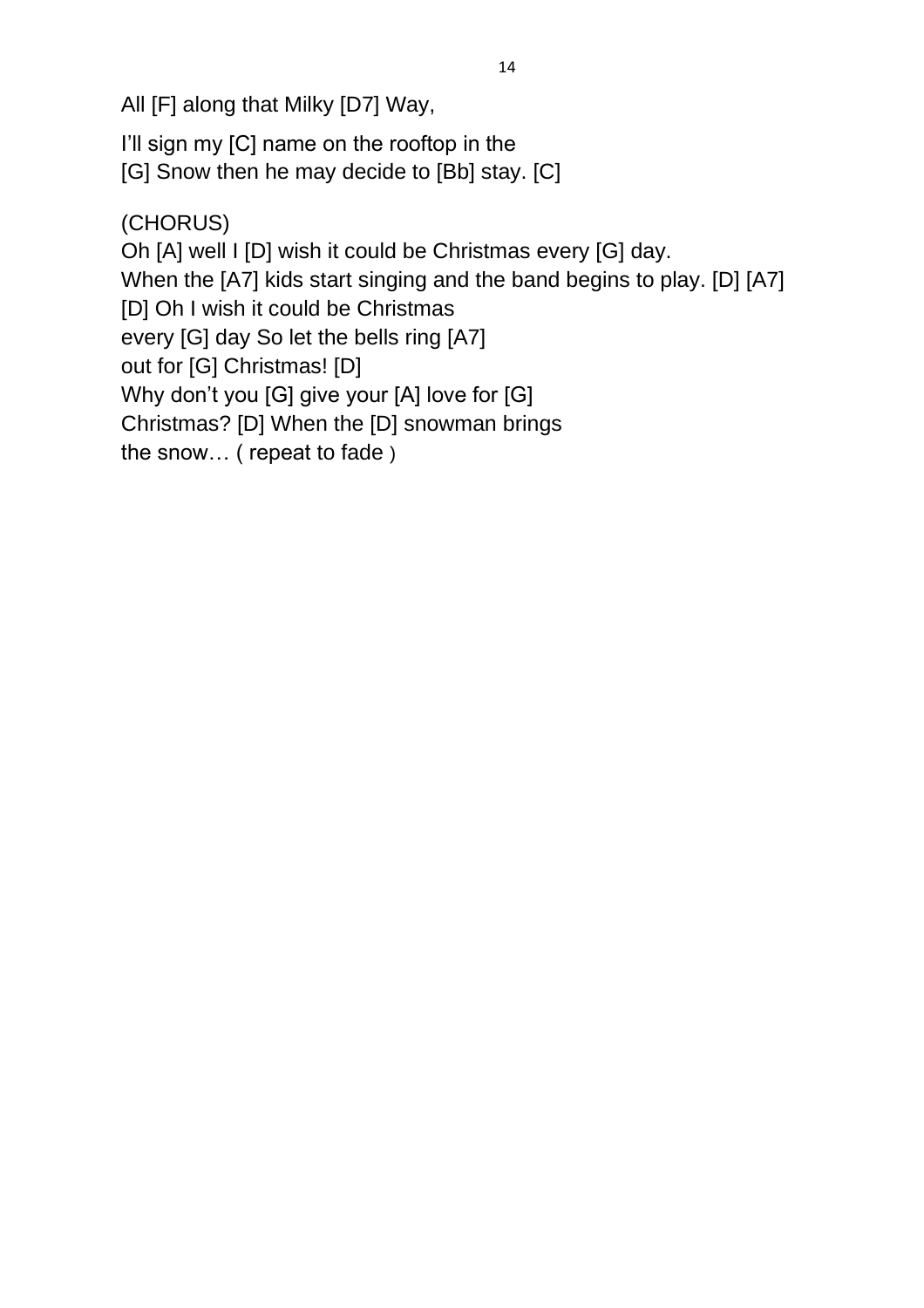All [F] along that Milky [D7] Way,

I'll sign my [C] name on the rooftop in the
[G] Snow then he may decide to [Bb] stay. [C]

(CHORUS)
Oh [A] well I [D] wish it could be Christmas every [G] day.
When the [A7] kids start singing and the band begins to play. [D] [A7]
[D] Oh I wish it could be Christmas
every [G] day So let the bells ring [A7]
out for [G] Christmas! [D]
Why don't you [G] give your [A] love for [G]
Christmas? [D] When the [D] snowman brings
the snow… ( repeat to fade )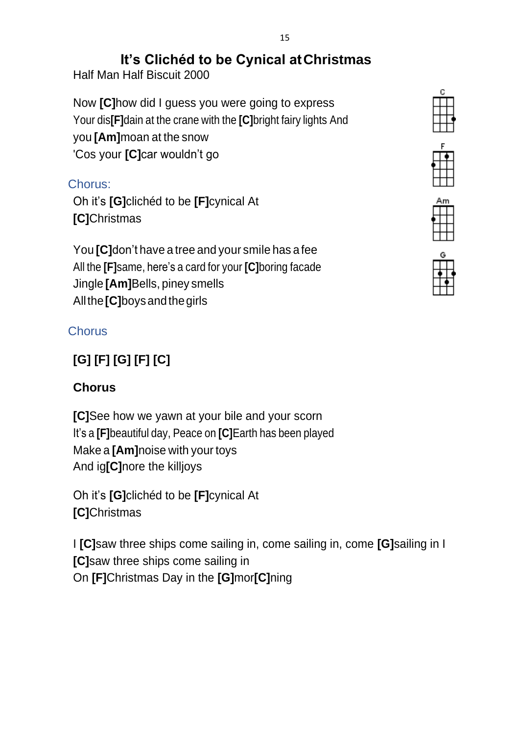# It’s Clichéd to be Cynical at Christmas

Half Man Half Biscuit 2000

Now **[C]**how did I guess you were going to express
Your dis**[F]**dain at the crane with the **[C]**bright fairy lights And
you **[Am]**moan at the snow
'Cos your **[C]**car wouldn’t go

Chorus:

Oh it’s **[G]**clichéd to be **[F]**cynical At
**[C]**Christmas

You **[C]**don’t have a tree and your smile has a fee
All the **[F]**same, here’s a card for your **[C]**boring facade
Jingle **[Am]**Bells, piney smells
All the **[C]**boys and the girls

Chorus

**[G] [F] [G] [F] [C]**

**Chorus**

**[C]**See how we yawn at your bile and your scorn
It’s a **[F]**beautiful day, Peace on **[C]**Earth has been played
Make a **[Am]**noise with your toys
And ig**[C]**nore the killjoys

Oh it’s **[G]**clichéd to be **[F]**cynical At
**[C]**Christmas

I **[C]**saw three ships come sailing in, come sailing in, come **[G]**sailing in I
**[C]**saw three ships come sailing in
On **[F]**Christmas Day in the **[G]**mor**[C]**ning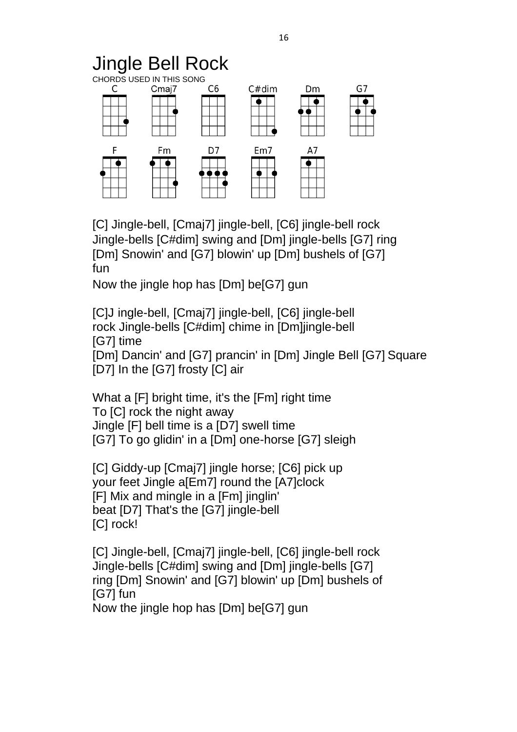# Jingle Bell Rock

CHORDS USED IN THIS SONG

C Cmaj7 C6 C#dim Dm G7

F Fm D7 Em7 A7

[C] Jingle-bell, [Cmaj7] jingle-bell, [C6] jingle-bell rock
Jingle-bells [C#dim] swing and [Dm] jingle-bells [G7] ring
[Dm] Snowin' and [G7] blowin' up [Dm] bushels of [G7] fun
Now the jingle hop has [Dm] be[G7] gun

[C]J ingle-bell, [Cmaj7] jingle-bell, [C6] jingle-bell rock Jingle-bells [C#dim] chime in [Dm]jingle-bell [G7] time
[Dm] Dancin' and [G7] prancin' in [Dm] Jingle Bell [G7] Square
[D7] In the [G7] frosty [C] air

What a [F] bright time, it's the [Fm] right time
To [C] rock the night away
Jingle [F] bell time is a [D7] swell time
[G7] To go glidin' in a [Dm] one-horse [G7] sleigh

[C] Giddy-up [Cmaj7] jingle horse; [C6] pick up your feet Jingle a[Em7] round the [A7]clock
[F] Mix and mingle in a [Fm] jinglin' beat [D7] That's the [G7] jingle-bell
[C] rock!

[C] Jingle-bell, [Cmaj7] jingle-bell, [C6] jingle-bell rock
Jingle-bells [C#dim] swing and [Dm] jingle-bells [G7] ring [Dm] Snowin' and [G7] blowin' up [Dm] bushels of [G7] fun
Now the jingle hop has [Dm] be[G7] gun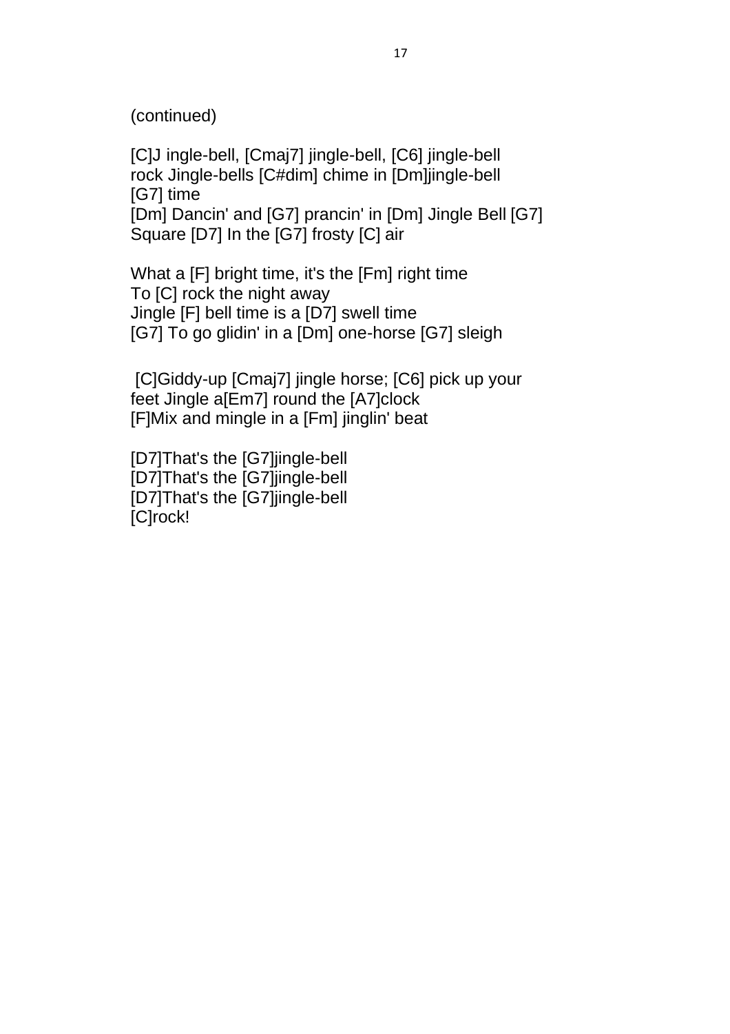(continued)

[C]J ingle-bell, [Cmaj7] jingle-bell, [C6] jingle-bell
rock Jingle-bells [C#dim] chime in [Dm]jingle-bell
[G7] time
[Dm] Dancin' and [G7] prancin' in [Dm] Jingle Bell [G7]
Square [D7] In the [G7] frosty [C] air

What a [F] bright time, it's the [Fm] right time
To [C] rock the night away
Jingle [F] bell time is a [D7] swell time
[G7] To go glidin' in a [Dm] one-horse [G7] sleigh

[C]Giddy-up [Cmaj7] jingle horse; [C6] pick up your
feet Jingle a[Em7] round the [A7]clock
[F]Mix and mingle in a [Fm] jinglin' beat

[D7]That's the [G7]jingle-bell
[D7]That's the [G7]jingle-bell
[D7]That's the [G7]jingle-bell
[C]rock!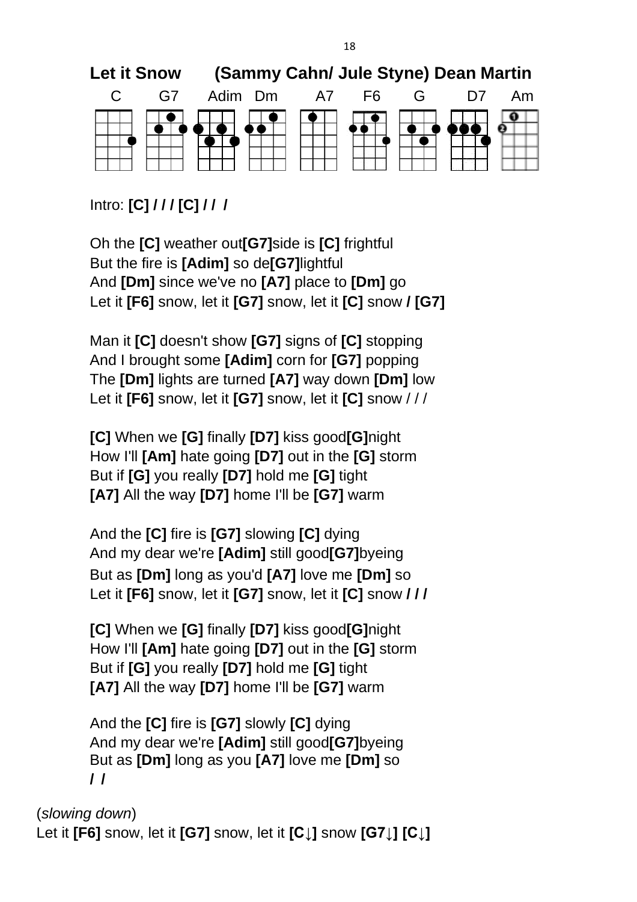# Let it Snow (Sammy Cahn/ Jule Styne) Dean Martin

C G7 Adim Dm A7 F6 G D7 Am

Intro: **[C] / / / [C] / / /**

Oh the **[C]** weather out**[G7]**side is **[C]** frightful
But the fire is **[Adim]** so de**[G7]**lightful
And **[Dm]** since we've no **[A7]** place to **[Dm]** go
Let it **[F6]** snow, let it **[G7]** snow, let it **[C]** snow **/ [G7]**

Man it **[C]** doesn't show **[G7]** signs of **[C]** stopping
And I brought some **[Adim]** corn for **[G7]** popping
The **[Dm]** lights are turned **[A7]** way down **[Dm]** low
Let it **[F6]** snow, let it **[G7]** snow, let it **[C]** snow / / /

**[C]** When we **[G]** finally **[D7]** kiss good**[G]**night
How I'll **[Am]** hate going **[D7]** out in the **[G]** storm
But if **[G]** you really **[D7]** hold me **[G]** tight
**[A7]** All the way **[D7]** home I'll be **[G7]** warm

And the **[C]** fire is **[G7]** slowing **[C]** dying
And my dear we're **[Adim]** still good**[G7]**byeing
But as **[Dm]** long as you'd **[A7]** love me **[Dm]** so
Let it **[F6]** snow, let it **[G7]** snow, let it **[C]** snow **/ / /**

**[C]** When we **[G]** finally **[D7]** kiss good**[G]**night
How I'll **[Am]** hate going **[D7]** out in the **[G]** storm
But if **[G]** you really **[D7]** hold me **[G]** tight
**[A7]** All the way **[D7]** home I'll be **[G7]** warm

And the **[C]** fire is **[G7]** slowly **[C]** dying
And my dear we're **[Adim]** still good**[G7]**byeing
But as **[Dm]** long as you **[A7]** love me **[Dm]** so
**/ /**

(*slowing down*)
Let it **[F6]** snow, let it **[G7]** snow, let it **[C↓]** snow **[G7↓] [C↓]**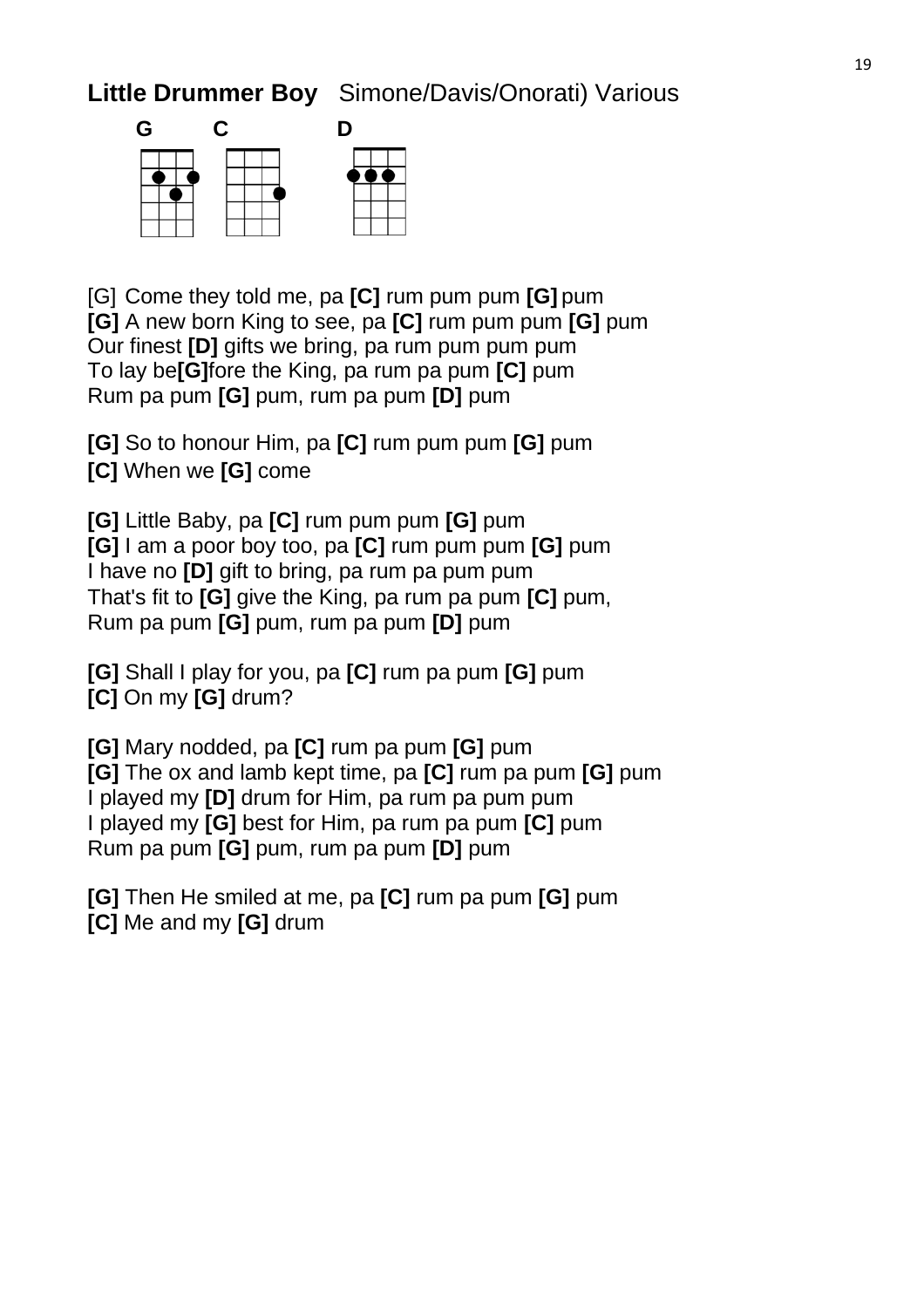**Little Drummer Boy** Simone/Davis/Onorati) Various

**G** **C** **D**

[G] Come they told me, pa **[C]** rum pum pum **[G]** pum
**[G]** A new born King to see, pa **[C]** rum pum pum **[G]** pum
Our finest **[D]** gifts we bring, pa rum pum pum pum
To lay be**[G]**fore the King, pa rum pa pum **[C]** pum
Rum pa pum **[G]** pum, rum pa pum **[D]** pum

**[G]** So to honour Him, pa **[C]** rum pum pum **[G]** pum
**[C]** When we **[G]** come

**[G]** Little Baby, pa **[C]** rum pum pum **[G]** pum
**[G]** I am a poor boy too, pa **[C]** rum pum pum **[G]** pum
I have no **[D]** gift to bring, pa rum pa pum pum
That's fit to **[G]** give the King, pa rum pa pum **[C]** pum,
Rum pa pum **[G]** pum, rum pa pum **[D]** pum

**[G]** Shall I play for you, pa **[C]** rum pa pum **[G]** pum
**[C]** On my **[G]** drum?

**[G]** Mary nodded, pa **[C]** rum pa pum **[G]** pum
**[G]** The ox and lamb kept time, pa **[C]** rum pa pum **[G]** pum
I played my **[D]** drum for Him, pa rum pa pum pum
I played my **[G]** best for Him, pa rum pa pum **[C]** pum
Rum pa pum **[G]** pum, rum pa pum **[D]** pum

**[G]** Then He smiled at me, pa **[C]** rum pa pum **[G]** pum
**[C]** Me and my **[G]** drum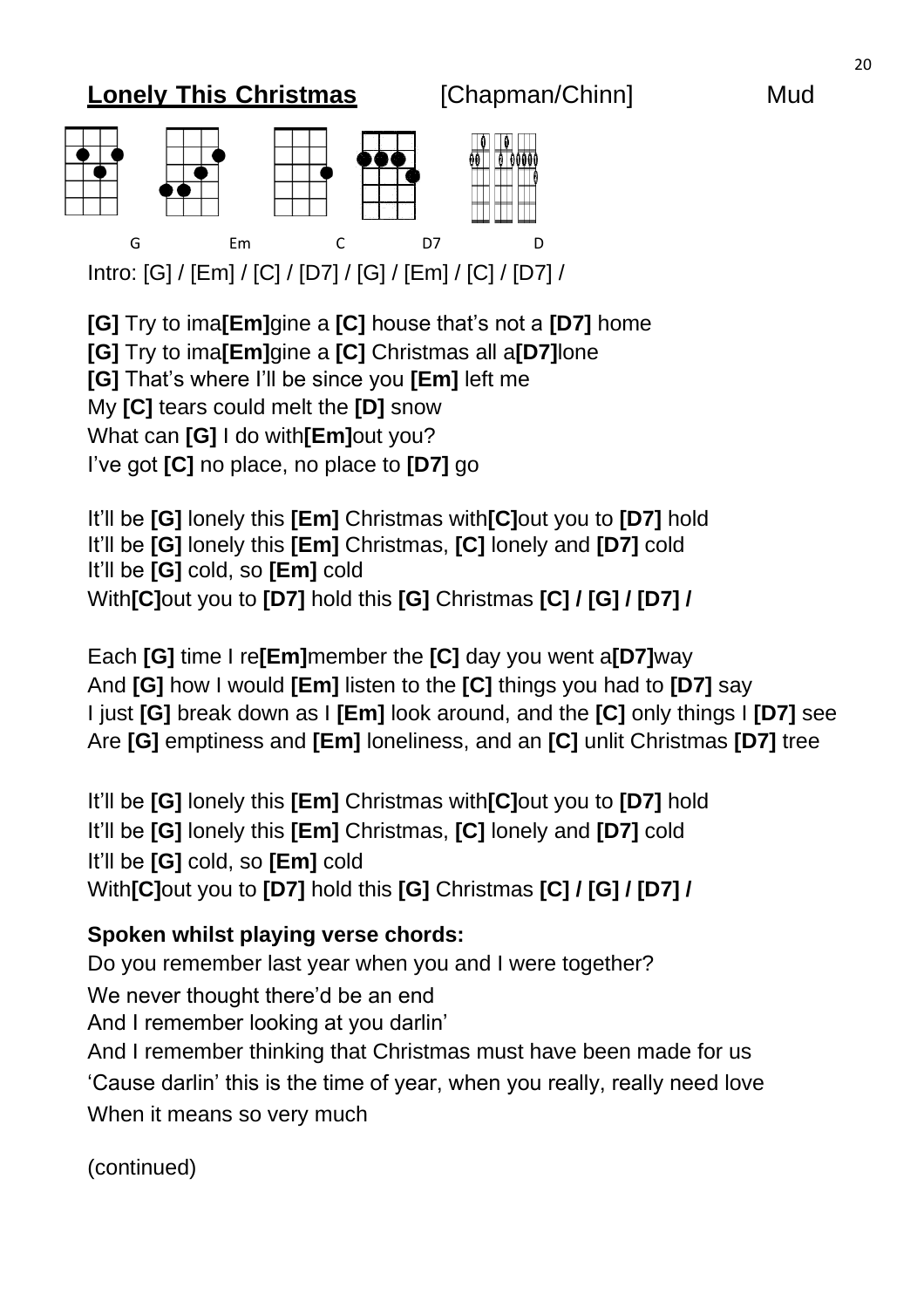**Lonely This Christmas** [Chapman/Chinn] Mud

G Em C D7 D

Intro: [G] / [Em] / [C] / [D7] / [G] / [Em] / [C] / [D7] /

**[G]** Try to ima**[Em]**gine a **[C]** house that's not a **[D7]** home
**[G]** Try to ima**[Em]**gine a **[C]** Christmas all a**[D7]**lone
**[G]** That's where I'll be since you **[Em]** left me
My **[C]** tears could melt the **[D]** snow
What can **[G]** I do with**[Em]**out you?
I've got **[C]** no place, no place to **[D7]** go

It'll be **[G]** lonely this **[Em]** Christmas with**[C]**out you to **[D7]** hold
It'll be **[G]** lonely this **[Em]** Christmas, **[C]** lonely and **[D7]** cold
It'll be **[G]** cold, so **[Em]** cold
With**[C]**out you to **[D7]** hold this **[G]** Christmas **[C] / [G] / [D7] /**

Each **[G]** time I re**[Em]**member the **[C]** day you went a**[D7]**way
And **[G]** how I would **[Em]** listen to the **[C]** things you had to **[D7]** say
I just **[G]** break down as I **[Em]** look around, and the **[C]** only things I **[D7]** see
Are **[G]** emptiness and **[Em]** loneliness, and an **[C]** unlit Christmas **[D7]** tree

It'll be **[G]** lonely this **[Em]** Christmas with**[C]**out you to **[D7]** hold
It'll be **[G]** lonely this **[Em]** Christmas, **[C]** lonely and **[D7]** cold
It'll be **[G]** cold, so **[Em]** cold
With**[C]**out you to **[D7]** hold this **[G]** Christmas **[C] / [G] / [D7] /**

**Spoken whilst playing verse chords:**
Do you remember last year when you and I were together?
We never thought there'd be an end
And I remember looking at you darlin'
And I remember thinking that Christmas must have been made for us
'Cause darlin' this is the time of year, when you really, really need love
When it means so very much

(continued)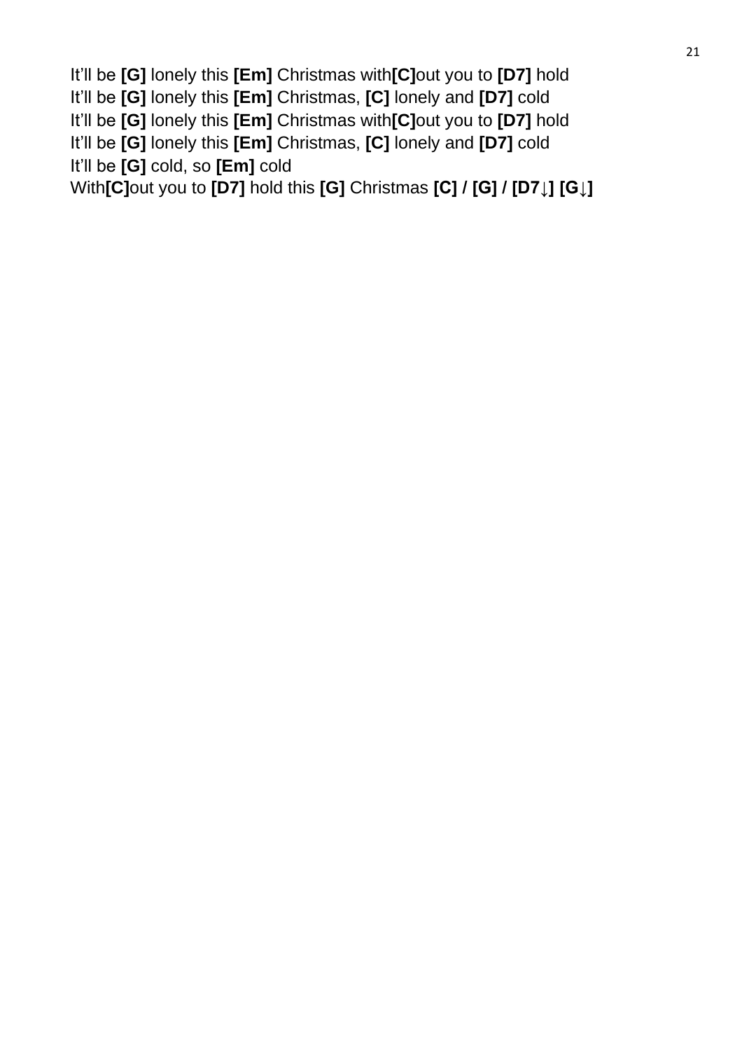It'll be **[G]** lonely this **[Em]** Christmas with**[C]**out you to **[D7]** hold
It'll be **[G]** lonely this **[Em]** Christmas, **[C]** lonely and **[D7]** cold
It'll be **[G]** lonely this **[Em]** Christmas with**[C]**out you to **[D7]** hold
It'll be **[G]** lonely this **[Em]** Christmas, **[C]** lonely and **[D7]** cold
It'll be **[G]** cold, so **[Em]** cold
With**[C]**out you to **[D7]** hold this **[G]** Christmas **[C] / [G] / [D7↓] [G↓]**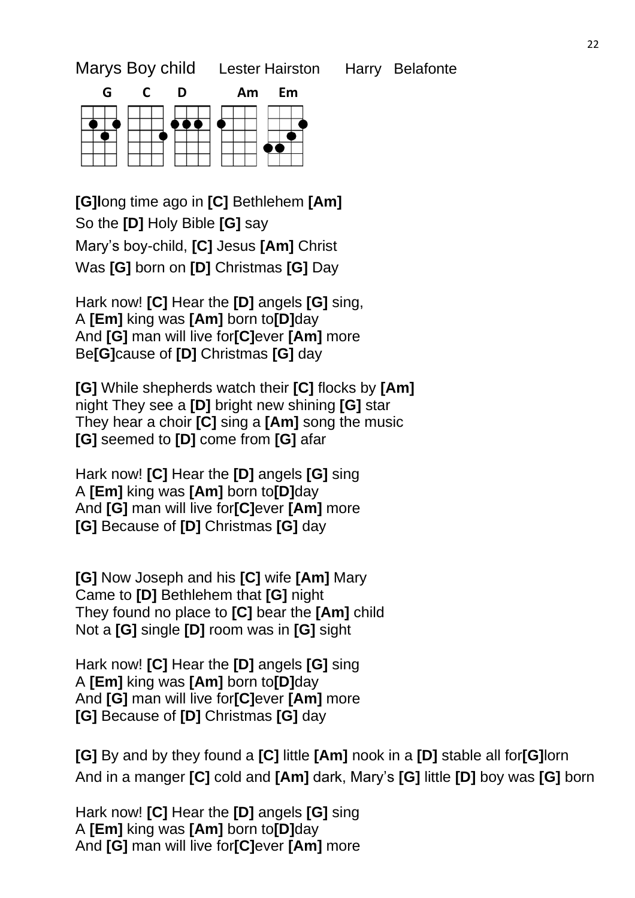Marys Boy child    Lester Hairston    Harry  Belafonte

G  C  D  Am  Em

**[G]l**ong time ago in **[C]** Bethlehem **[Am]**
So the **[D]** Holy Bible **[G]** say
Mary's boy-child, **[C]** Jesus **[Am]** Christ
Was **[G]** born on **[D]** Christmas **[G]** Day

Hark now! **[C]** Hear the **[D]** angels **[G]** sing,
A **[Em]** king was **[Am]** born to**[D]**day
And **[G]** man will live for**[C]**ever **[Am]** more
Be**[G]**cause of **[D]** Christmas **[G]** day

**[G]** While shepherds watch their **[C]** flocks by **[Am]**
night They see a **[D]** bright new shining **[G]** star
They hear a choir **[C]** sing a **[Am]** song the music
**[G]** seemed to **[D]** come from **[G]** afar

Hark now! **[C]** Hear the **[D]** angels **[G]** sing
A **[Em]** king was **[Am]** born to**[D]**day
And **[G]** man will live for**[C]**ever **[Am]** more
**[G]** Because of **[D]** Christmas **[G]** day

**[G]** Now Joseph and his **[C]** wife **[Am]** Mary
Came to **[D]** Bethlehem that **[G]** night
They found no place to **[C]** bear the **[Am]** child
Not a **[G]** single **[D]** room was in **[G]** sight

Hark now! **[C]** Hear the **[D]** angels **[G]** sing
A **[Em]** king was **[Am]** born to**[D]**day
And **[G]** man will live for**[C]**ever **[Am]** more
**[G]** Because of **[D]** Christmas **[G]** day

**[G]** By and by they found a **[C]** little **[Am]** nook in a **[D]** stable all for**[G]**lorn
And in a manger **[C]** cold and **[Am]** dark, Mary's **[G]** little **[D]** boy was **[G]** born

Hark now! **[C]** Hear the **[D]** angels **[G]** sing
A **[Em]** king was **[Am]** born to**[D]**day
And **[G]** man will live for**[C]**ever **[Am]** more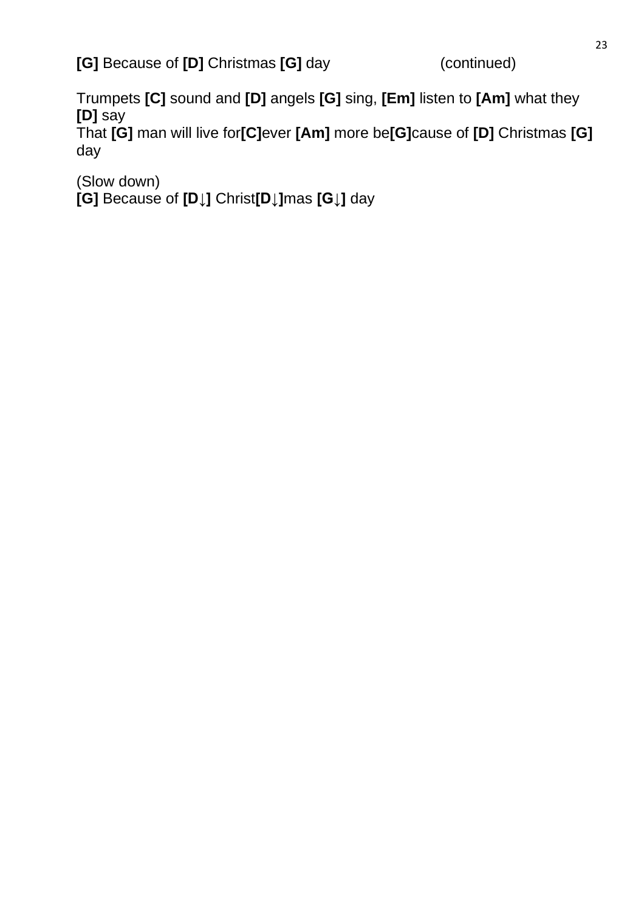**[G]** Because of **[D]** Christmas **[G]** day (continued)

Trumpets **[C]** sound and **[D]** angels **[G]** sing, **[Em]** listen to **[Am]** what they **[D]** say
That **[G]** man will live for**[C]**ever **[Am]** more be**[G]**cause of **[D]** Christmas **[G]** day

(Slow down)
**[G]** Because of **[D↓]** Christ**[D↓]**mas **[G↓]** day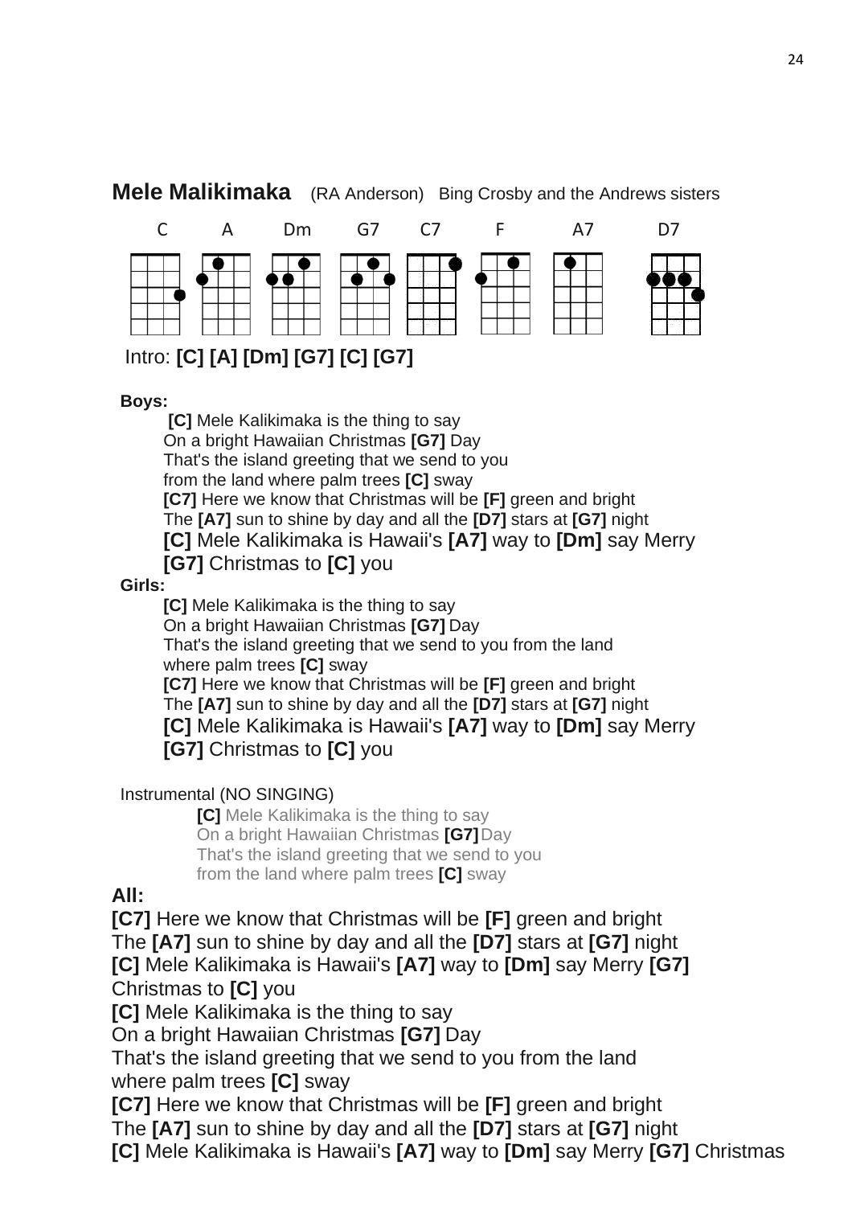## **Mele Malikimaka** (RA Anderson) Bing Crosby and the Andrews sisters

C A Dm G7 C7 F A7 D7

Intro: **[C] [A] [Dm] [G7] [C] [G7]**

**Boys:**

**[C]** Mele Kalikimaka is the thing to say
On a bright Hawaiian Christmas **[G7]** Day
That's the island greeting that we send to you
from the land where palm trees **[C]** sway
**[C7]** Here we know that Christmas will be **[F]** green and bright
The **[A7]** sun to shine by day and all the **[D7]** stars at **[G7]** night
**[C]** Mele Kalikimaka is Hawaii's **[A7]** way to **[Dm]** say Merry
**[G7]** Christmas to **[C]** you

**Girls:**

**[C]** Mele Kalikimaka is the thing to say
On a bright Hawaiian Christmas **[G7]** Day
That's the island greeting that we send to you from the land
where palm trees **[C]** sway
**[C7]** Here we know that Christmas will be **[F]** green and bright
The **[A7]** sun to shine by day and all the **[D7]** stars at **[G7]** night
**[C]** Mele Kalikimaka is Hawaii's **[A7]** way to **[Dm]** say Merry
**[G7]** Christmas to **[C]** you

Instrumental (NO SINGING)

**[C]** Mele Kalikimaka is the thing to say
On a bright Hawaiian Christmas **[G7]** Day
That's the island greeting that we send to you
from the land where palm trees **[C]** sway

**All:**

**[C7]** Here we know that Christmas will be **[F]** green and bright
The **[A7]** sun to shine by day and all the **[D7]** stars at **[G7]** night
**[C]** Mele Kalikimaka is Hawaii's **[A7]** way to **[Dm]** say Merry **[G7]**
Christmas to **[C]** you
**[C]** Mele Kalikimaka is the thing to say
On a bright Hawaiian Christmas **[G7]** Day
That's the island greeting that we send to you from the land
where palm trees **[C]** sway
**[C7]** Here we know that Christmas will be **[F]** green and bright
The **[A7]** sun to shine by day and all the **[D7]** stars at **[G7]** night
**[C]** Mele Kalikimaka is Hawaii's **[A7]** way to **[Dm]** say Merry **[G7]** Christmas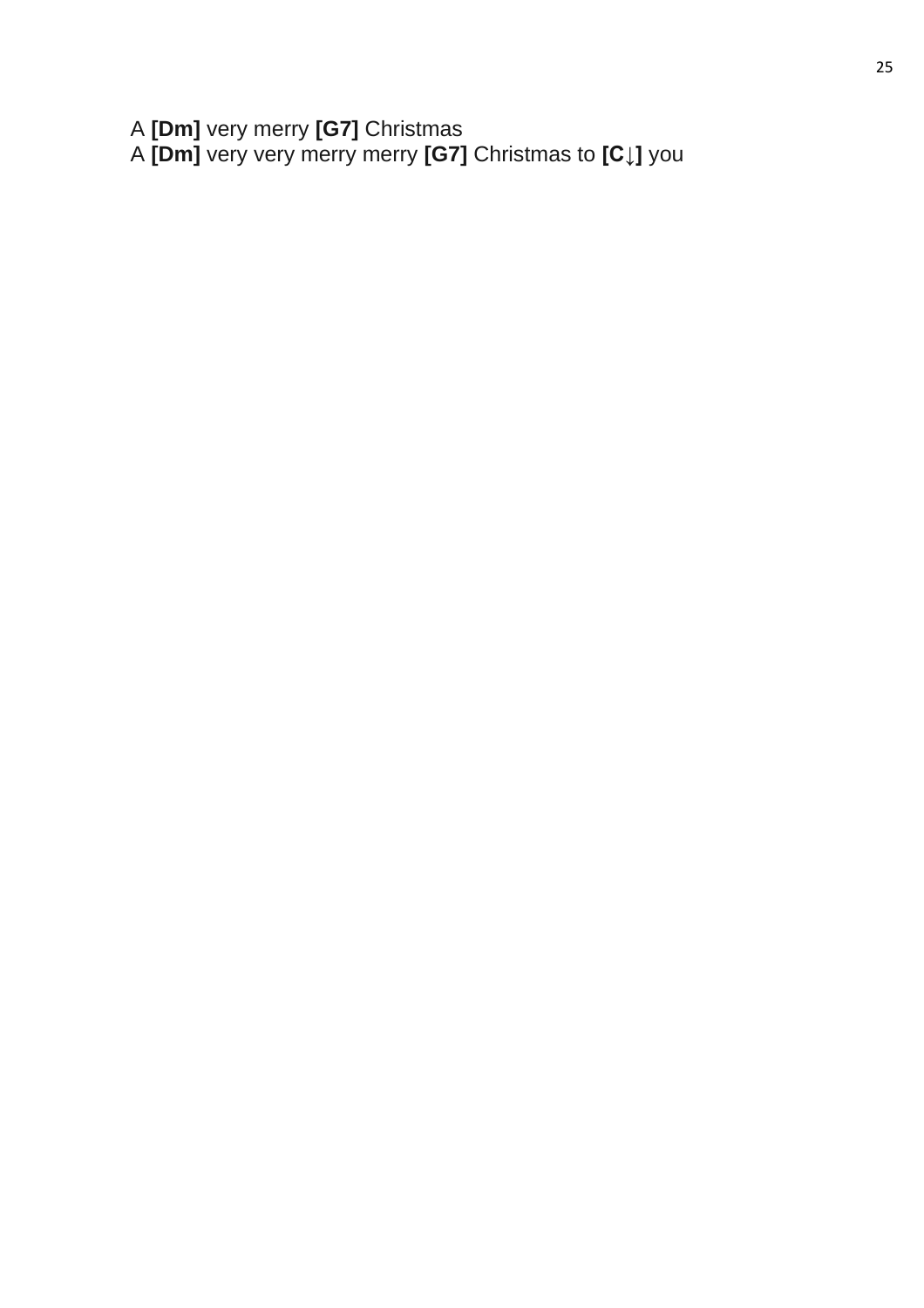A **[Dm]** very merry **[G7]** Christmas
A **[Dm]** very very merry merry **[G7]** Christmas to **[C↓]** you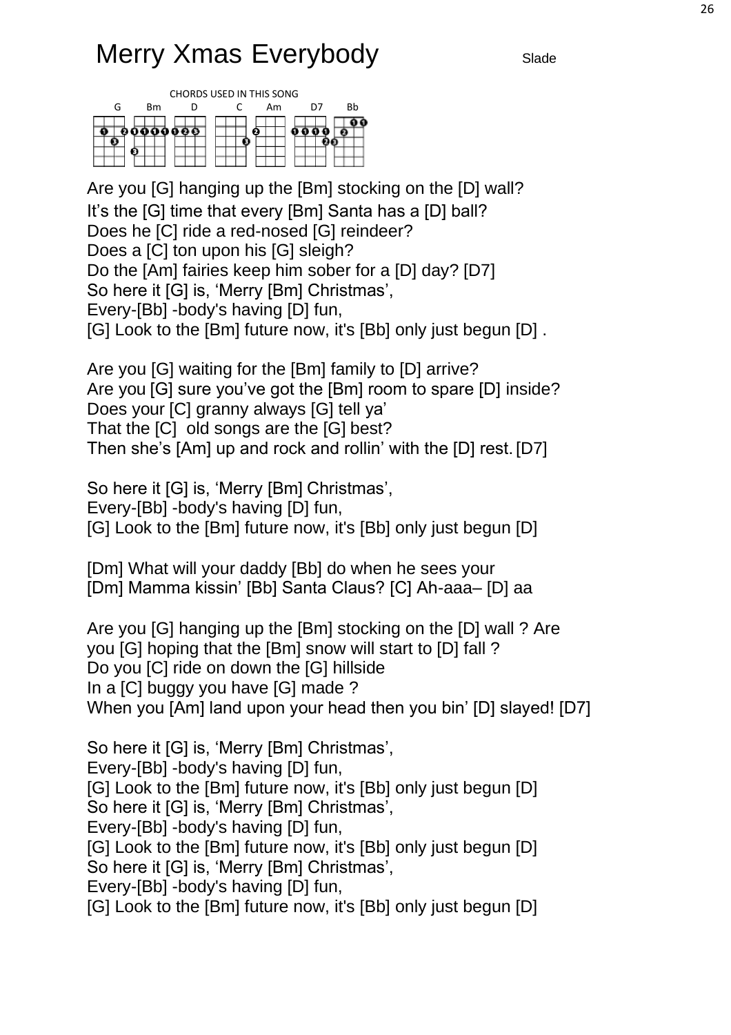# Merry Xmas Everybody

Slade

CHORDS USED IN THIS SONG

G Bm D C Am D7 Bb

Are you [G] hanging up the [Bm] stocking on the [D] wall?
It's the [G] time that every [Bm] Santa has a [D] ball?
Does he [C] ride a red-nosed [G] reindeer?
Does a [C] ton upon his [G] sleigh?
Do the [Am] fairies keep him sober for a [D] day? [D7]
So here it [G] is, 'Merry [Bm] Christmas',
Every-[Bb] -body's having [D] fun,
[G] Look to the [Bm] future now, it's [Bb] only just begun [D] .

Are you [G] waiting for the [Bm] family to [D] arrive?
Are you [G] sure you've got the [Bm] room to spare [D] inside?
Does your [C] granny always [G] tell ya'
That the [C] old songs are the [G] best?
Then she's [Am] up and rock and rollin' with the [D] rest. [D7]

So here it [G] is, 'Merry [Bm] Christmas',
Every-[Bb] -body's having [D] fun,
[G] Look to the [Bm] future now, it's [Bb] only just begun [D]

[Dm] What will your daddy [Bb] do when he sees your
[Dm] Mamma kissin' [Bb] Santa Claus? [C] Ah-aaa– [D] aa

Are you [G] hanging up the [Bm] stocking on the [D] wall ? Are
you [G] hoping that the [Bm] snow will start to [D] fall ?
Do you [C] ride on down the [G] hillside
In a [C] buggy you have [G] made ?
When you [Am] land upon your head then you bin' [D] slayed! [D7]

So here it [G] is, 'Merry [Bm] Christmas',
Every-[Bb] -body's having [D] fun,
[G] Look to the [Bm] future now, it's [Bb] only just begun [D]
So here it [G] is, 'Merry [Bm] Christmas',
Every-[Bb] -body's having [D] fun,
[G] Look to the [Bm] future now, it's [Bb] only just begun [D]
So here it [G] is, 'Merry [Bm] Christmas',
Every-[Bb] -body's having [D] fun,
[G] Look to the [Bm] future now, it's [Bb] only just begun [D]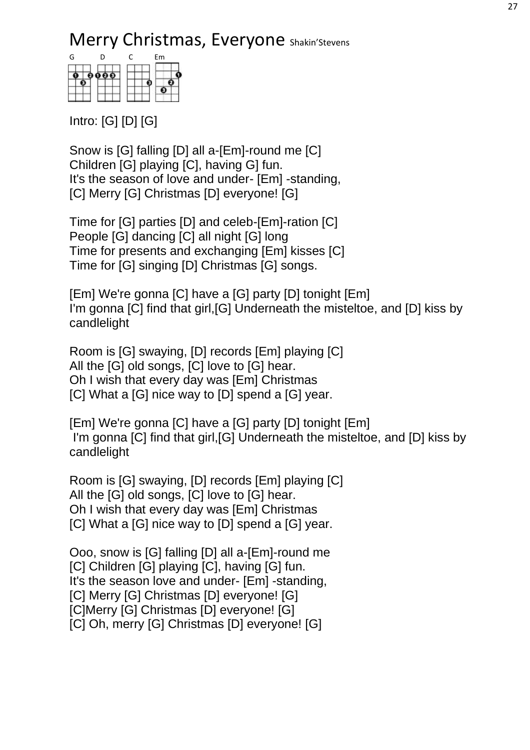# Merry Christmas, Everyone Shakin'Stevens

G D C Em

Intro: [G] [D] [G]

Snow is [G] falling [D] all a-[Em]-round me [C]
Children [G] playing [C], having G] fun.
It's the season of love and under- [Em] -standing,
[C] Merry [G] Christmas [D] everyone! [G]

Time for [G] parties [D] and celeb-[Em]-ration [C]
People [G] dancing [C] all night [G] long
Time for presents and exchanging [Em] kisses [C]
Time for [G] singing [D] Christmas [G] songs.

[Em] We're gonna [C] have a [G] party [D] tonight [Em]
I'm gonna [C] find that girl,[G] Underneath the misteltoe, and [D] kiss by candlelight

Room is [G] swaying, [D] records [Em] playing [C]
All the [G] old songs, [C] love to [G] hear.
Oh I wish that every day was [Em] Christmas
[C] What a [G] nice way to [D] spend a [G] year.

[Em] We're gonna [C] have a [G] party [D] tonight [Em]
I'm gonna [C] find that girl,[G] Underneath the misteltoe, and [D] kiss by candlelight

Room is [G] swaying, [D] records [Em] playing [C]
All the [G] old songs, [C] love to [G] hear.
Oh I wish that every day was [Em] Christmas
[C] What a [G] nice way to [D] spend a [G] year.

Ooo, snow is [G] falling [D] all a-[Em]-round me
[C] Children [G] playing [C], having [G] fun.
It's the season love and under- [Em] -standing,
[C] Merry [G] Christmas [D] everyone! [G]
[C]Merry [G] Christmas [D] everyone! [G]
[C] Oh, merry [G] Christmas [D] everyone! [G]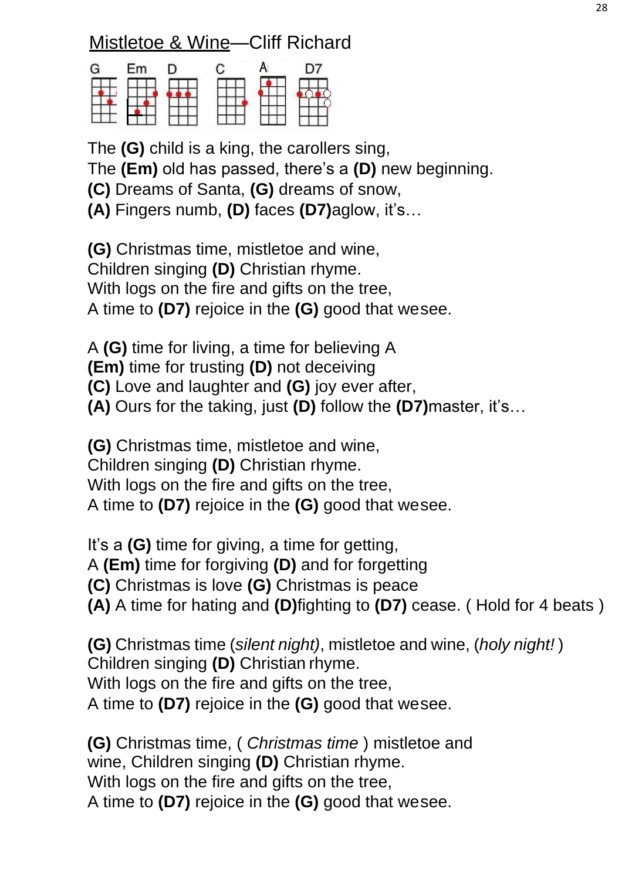# Mistletoe & Wine—Cliff Richard

G Em D C A D7

The **(G)** child is a king, the carollers sing,
The **(Em)** old has passed, there's a **(D)** new beginning.
**(C)** Dreams of Santa, **(G)** dreams of snow,
**(A)** Fingers numb, **(D)** faces **(D7)**aglow, it's…

**(G)** Christmas time, mistletoe and wine,
Children singing **(D)** Christian rhyme.
With logs on the fire and gifts on the tree,
A time to **(D7)** rejoice in the **(G)** good that wesee.

A **(G)** time for living, a time for believing A
**(Em)** time for trusting **(D)** not deceiving
**(C)** Love and laughter and **(G)** joy ever after,
**(A)** Ours for the taking, just **(D)** follow the **(D7)**master, it's…

**(G)** Christmas time, mistletoe and wine,
Children singing **(D)** Christian rhyme.
With logs on the fire and gifts on the tree,
A time to **(D7)** rejoice in the **(G)** good that wesee.

It's a **(G)** time for giving, a time for getting,
A **(Em)** time for forgiving **(D)** and for forgetting
**(C)** Christmas is love **(G)** Christmas is peace
**(A)** A time for hating and **(D)**fighting to **(D7)** cease. ( Hold for 4 beats )

**(G)** Christmas time (*silent night)*, mistletoe and wine, (*holy night!* )
Children singing **(D)** Christian rhyme.
With logs on the fire and gifts on the tree,
A time to **(D7)** rejoice in the **(G)** good that wesee.

**(G)** Christmas time, ( *Christmas time* ) mistletoe and
wine, Children singing **(D)** Christian rhyme.
With logs on the fire and gifts on the tree,
A time to **(D7)** rejoice in the **(G)** good that wesee.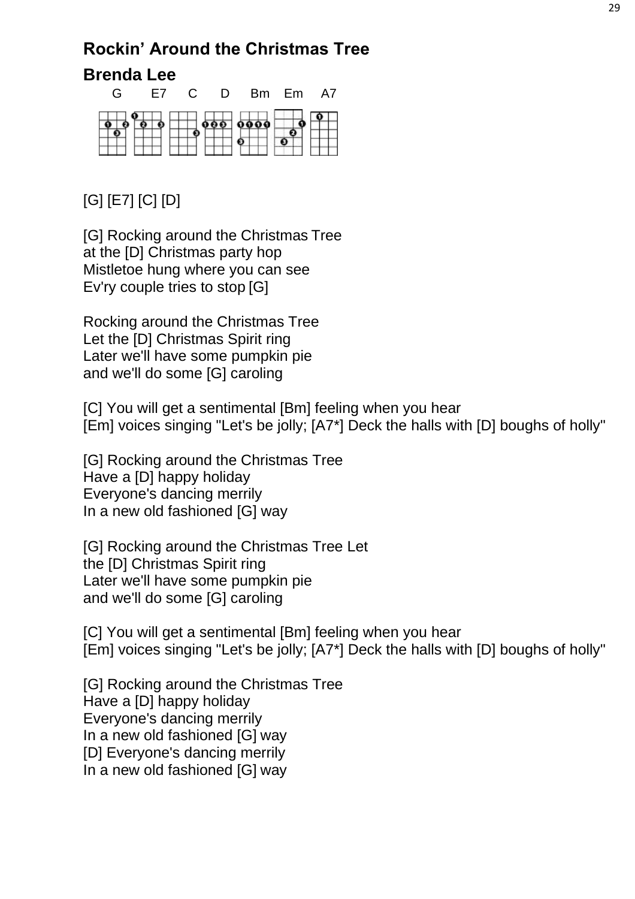## Rockin' Around the Christmas Tree

## Brenda Lee

G E7 C D Bm Em A7

[G] [E7] [C] [D]

[G] Rocking around the Christmas Tree
at the [D] Christmas party hop
Mistletoe hung where you can see
Ev'ry couple tries to stop [G]

Rocking around the Christmas Tree
Let the [D] Christmas Spirit ring
Later we'll have some pumpkin pie
and we'll do some [G] caroling

[C] You will get a sentimental [Bm] feeling when you hear
[Em] voices singing "Let's be jolly; [A7*] Deck the halls with [D] boughs of holly"

[G] Rocking around the Christmas Tree
Have a [D] happy holiday
Everyone's dancing merrily
In a new old fashioned [G] way

[G] Rocking around the Christmas Tree Let
the [D] Christmas Spirit ring
Later we'll have some pumpkin pie
and we'll do some [G] caroling

[C] You will get a sentimental [Bm] feeling when you hear
[Em] voices singing "Let's be jolly; [A7*] Deck the halls with [D] boughs of holly"

[G] Rocking around the Christmas Tree
Have a [D] happy holiday
Everyone's dancing merrily
In a new old fashioned [G] way
[D] Everyone's dancing merrily
In a new old fashioned [G] way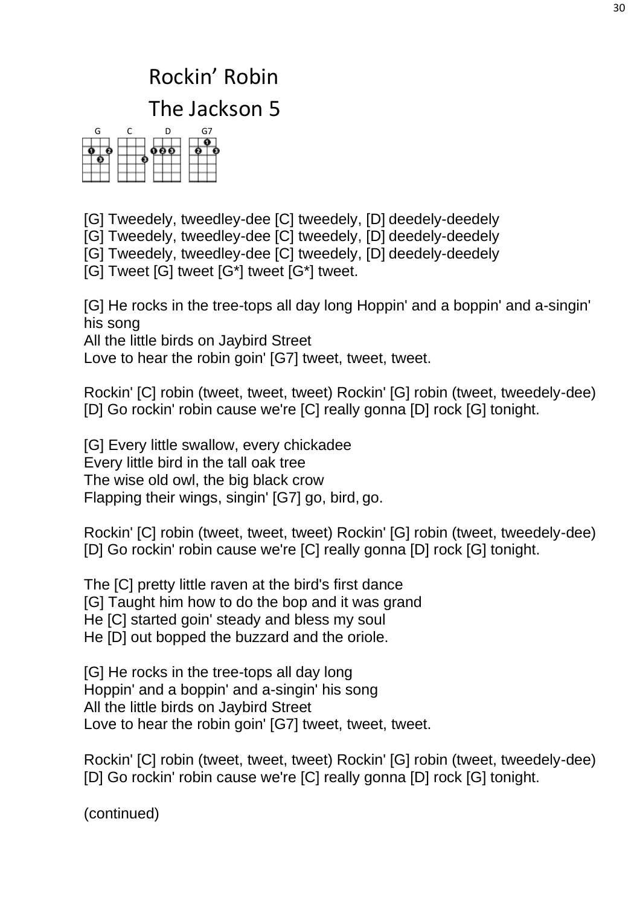# Rockin' Robin

## The Jackson 5

G C D G7

[G] Tweedely, tweedley-dee [C] tweedely, [D] deedely-deedely
[G] Tweedely, tweedley-dee [C] tweedely, [D] deedely-deedely
[G] Tweedely, tweedley-dee [C] tweedely, [D] deedely-deedely
[G] Tweet [G] tweet [G*] tweet [G*] tweet.

[G] He rocks in the tree-tops all day long Hoppin' and a boppin' and a-singin' his song
All the little birds on Jaybird Street
Love to hear the robin goin' [G7] tweet, tweet, tweet.

Rockin' [C] robin (tweet, tweet, tweet) Rockin' [G] robin (tweet, tweedely-dee)
[D] Go rockin' robin cause we're [C] really gonna [D] rock [G] tonight.

[G] Every little swallow, every chickadee
Every little bird in the tall oak tree
The wise old owl, the big black crow
Flapping their wings, singin' [G7] go, bird, go.

Rockin' [C] robin (tweet, tweet, tweet) Rockin' [G] robin (tweet, tweedely-dee)
[D] Go rockin' robin cause we're [C] really gonna [D] rock [G] tonight.

The [C] pretty little raven at the bird's first dance
[G] Taught him how to do the bop and it was grand
He [C] started goin' steady and bless my soul
He [D] out bopped the buzzard and the oriole.

[G] He rocks in the tree-tops all day long
Hoppin' and a boppin' and a-singin' his song
All the little birds on Jaybird Street
Love to hear the robin goin' [G7] tweet, tweet, tweet.

Rockin' [C] robin (tweet, tweet, tweet) Rockin' [G] robin (tweet, tweedely-dee)
[D] Go rockin' robin cause we're [C] really gonna [D] rock [G] tonight.

(continued)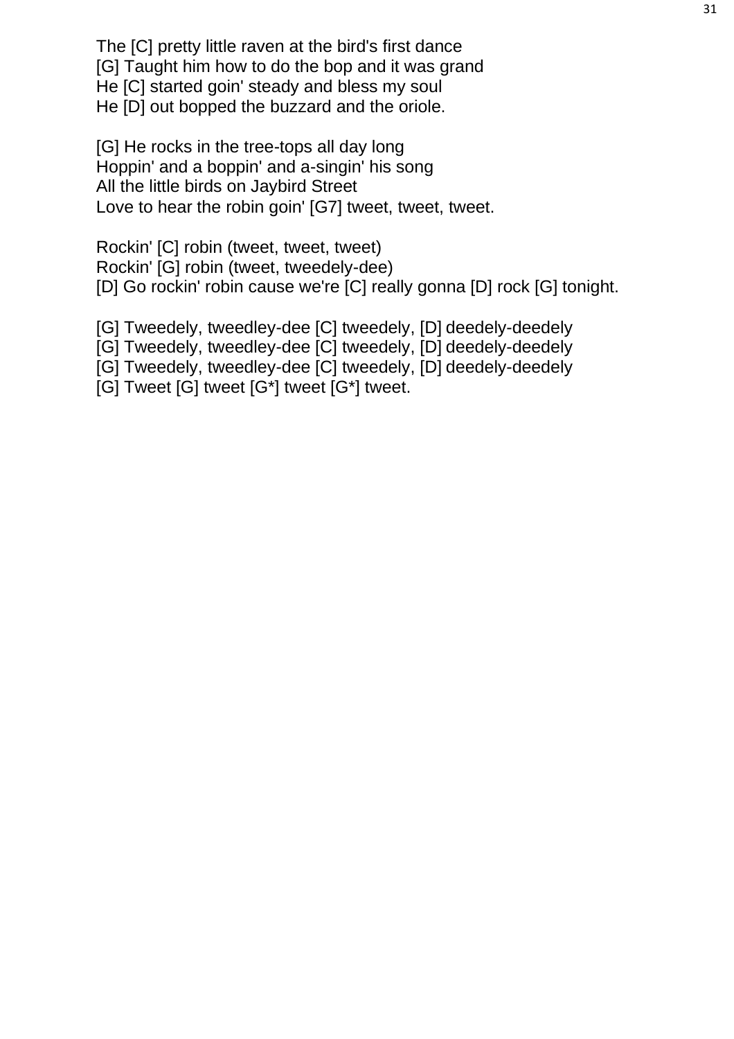The [C] pretty little raven at the bird's first dance
[G] Taught him how to do the bop and it was grand
He [C] started goin' steady and bless my soul
He [D] out bopped the buzzard and the oriole.

[G] He rocks in the tree-tops all day long
Hoppin' and a boppin' and a-singin' his song
All the little birds on Jaybird Street
Love to hear the robin goin' [G7] tweet, tweet, tweet.

Rockin' [C] robin (tweet, tweet, tweet)
Rockin' [G] robin (tweet, tweedely-dee)
[D] Go rockin' robin cause we're [C] really gonna [D] rock [G] tonight.

[G] Tweedely, tweedley-dee [C] tweedely, [D] deedely-deedely
[G] Tweedely, tweedley-dee [C] tweedely, [D] deedely-deedely
[G] Tweedely, tweedley-dee [C] tweedely, [D] deedely-deedely
[G] Tweet [G] tweet [G*] tweet [G*] tweet.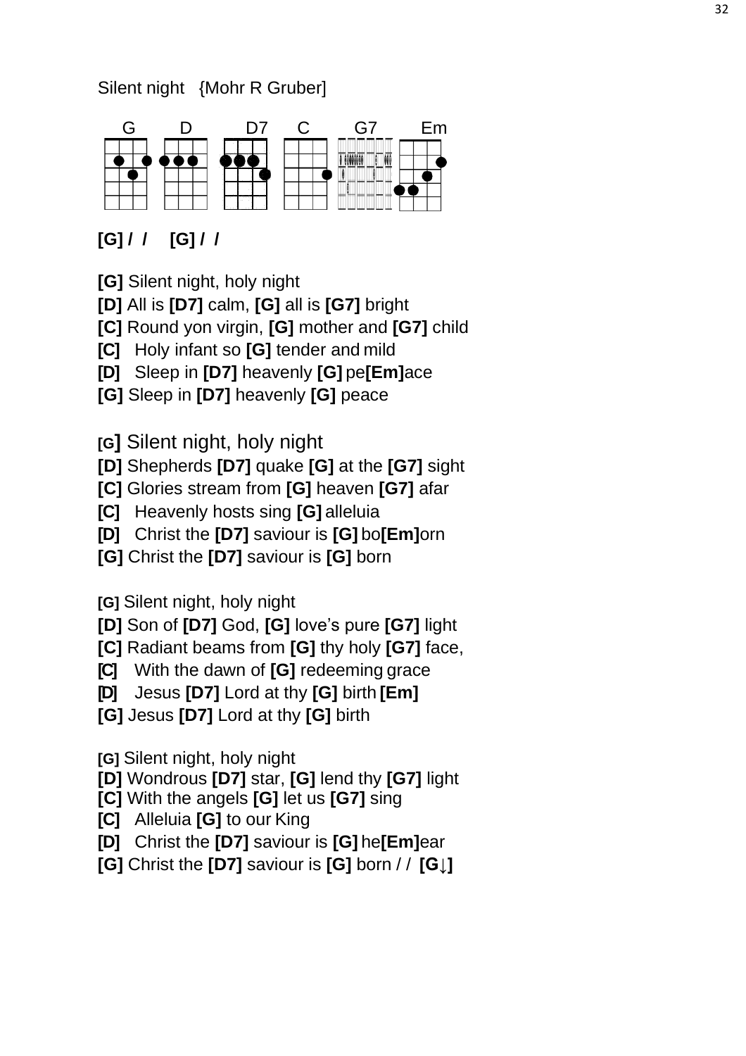Silent night {Mohr R Gruber]

G D D7 C G7 Em

**[G] / /** **[G] / /**

**[G]** Silent night, holy night
**[D]** All is **[D7]** calm, **[G]** all is **[G7]** bright
**[C]** Round yon virgin, **[G]** mother and **[G7]** child
**[C]** Holy infant so **[G]** tender and mild
**[D]** Sleep in **[D7]** heavenly **[G]** pe**[Em]**ace
**[G]** Sleep in **[D7]** heavenly **[G]** peace

**[G]** Silent night, holy night
**[D]** Shepherds **[D7]** quake **[G]** at the **[G7]** sight
**[C]** Glories stream from **[G]** heaven **[G7]** afar
**[C]** Heavenly hosts sing **[G]** alleluia
**[D]** Christ the **[D7]** saviour is **[G]** bo**[Em]**orn
**[G]** Christ the **[D7]** saviour is **[G]** born

**[G]** Silent night, holy night
**[D]** Son of **[D7]** God, **[G]** love's pure **[G7]** light
**[C]** Radiant beams from **[G]** thy holy **[G7]** face,
**[C]** With the dawn of **[G]** redeeming grace
**[D]** Jesus **[D7]** Lord at thy **[G]** birth **[Em]**
**[G]** Jesus **[D7]** Lord at thy **[G]** birth

**[G]** Silent night, holy night
**[D]** Wondrous **[D7]** star, **[G]** lend thy **[G7]** light
**[C]** With the angels **[G]** let us **[G7]** sing
**[C]** Alleluia **[G]** to our King
**[D]** Christ the **[D7]** saviour is **[G]** he**[Em]**ear
**[G]** Christ the **[D7]** saviour is **[G]** born / / **[G↓]**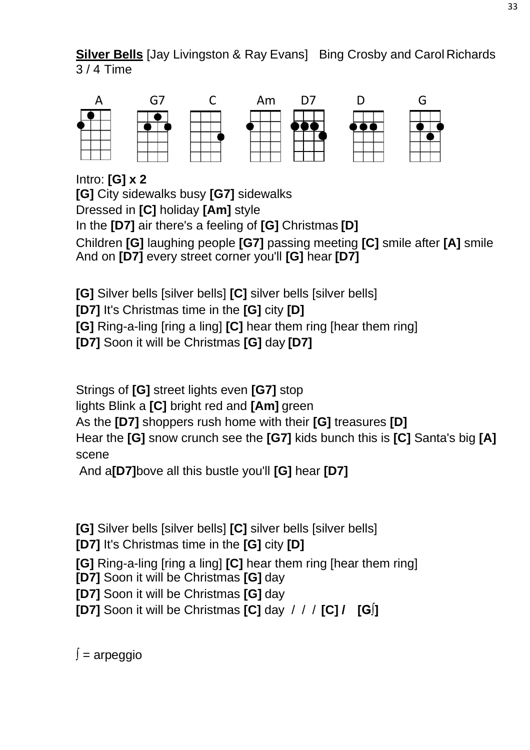**Silver Bells** [Jay Livingston & Ray Evans]   Bing Crosby and Carol Richards
3 / 4 Time

A   G7   C   Am   D7   D   G

Intro: **[G] x 2**
**[G]** City sidewalks busy **[G7]** sidewalks
Dressed in **[C]** holiday **[Am]** style
In the **[D7]** air there's a feeling of **[G]** Christmas **[D]**
Children **[G]** laughing people **[G7]** passing meeting **[C]** smile after **[A]** smile
And on **[D7]** every street corner you'll **[G]** hear **[D7]**

**[G]** Silver bells [silver bells] **[C]** silver bells [silver bells]
**[D7]** It's Christmas time in the **[G]** city **[D]**
**[G]** Ring-a-ling [ring a ling] **[C]** hear them ring [hear them ring]
**[D7]** Soon it will be Christmas **[G]** day **[D7]**

Strings of **[G]** street lights even **[G7]** stop
lights Blink a **[C]** bright red and **[Am]** green
As the **[D7]** shoppers rush home with their **[G]** treasures **[D]**
Hear the **[G]** snow crunch see the **[G7]** kids bunch this is **[C]** Santa's big **[A]** scene
And a**[D7]**bove all this bustle you'll **[G]** hear **[D7]**

**[G]** Silver bells [silver bells] **[C]** silver bells [silver bells]
**[D7]** It's Christmas time in the **[G]** city **[D]**
**[G]** Ring-a-ling [ring a ling] **[C]** hear them ring [hear them ring]
**[D7]** Soon it will be Christmas **[G]** day
**[D7]** Soon it will be Christmas **[G]** day
**[D7]** Soon it will be Christmas **[C]** day / / / **[C] /**   **[G∫]**

∫ = arpeggio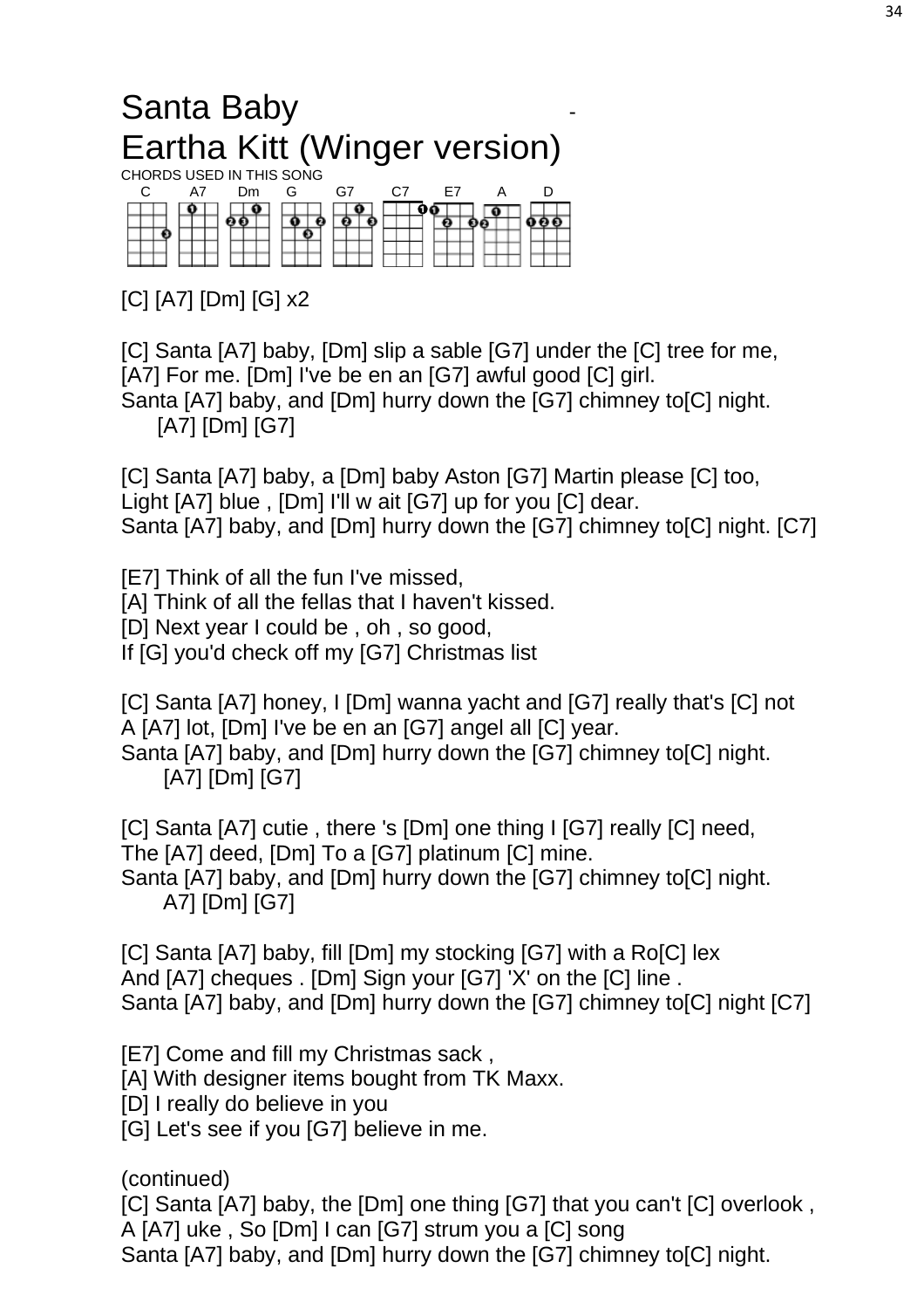# Santa Baby -
# Eartha Kitt (Winger version)

CHORDS USED IN THIS SONG

C A7 Dm G G7 C7 E7 A D

[C] [A7] [Dm] [G] x2

[C] Santa [A7] baby, [Dm] slip a sable [G7] under the [C] tree for me,
[A7] For me. [Dm] I've be en an [G7] awful good [C] girl.
Santa [A7] baby, and [Dm] hurry down the [G7] chimney to[C] night.
[A7] [Dm] [G7]

[C] Santa [A7] baby, a [Dm] baby Aston [G7] Martin please [C] too,
Light [A7] blue , [Dm] I'll w ait [G7] up for you [C] dear.
Santa [A7] baby, and [Dm] hurry down the [G7] chimney to[C] night. [C7]

[E7] Think of all the fun I've missed,
[A] Think of all the fellas that I haven't kissed.
[D] Next year I could be , oh , so good,
If [G] you'd check off my [G7] Christmas list

[C] Santa [A7] honey, I [Dm] wanna yacht and [G7] really that's [C] not
A [A7] lot, [Dm] I've be en an [G7] angel all [C] year.
Santa [A7] baby, and [Dm] hurry down the [G7] chimney to[C] night.
[A7] [Dm] [G7]

[C] Santa [A7] cutie , there 's [Dm] one thing I [G7] really [C] need,
The [A7] deed, [Dm] To a [G7] platinum [C] mine.
Santa [A7] baby, and [Dm] hurry down the [G7] chimney to[C] night.
A7] [Dm] [G7]

[C] Santa [A7] baby, fill [Dm] my stocking [G7] with a Ro[C] lex
And [A7] cheques . [Dm] Sign your [G7] 'X' on the [C] line .
Santa [A7] baby, and [Dm] hurry down the [G7] chimney to[C] night [C7]

[E7] Come and fill my Christmas sack ,
[A] With designer items bought from TK Maxx.
[D] I really do believe in you
[G] Let's see if you [G7] believe in me.

(continued)
[C] Santa [A7] baby, the [Dm] one thing [G7] that you can't [C] overlook ,
A [A7] uke , So [Dm] I can [G7] strum you a [C] song
Santa [A7] baby, and [Dm] hurry down the [G7] chimney to[C] night.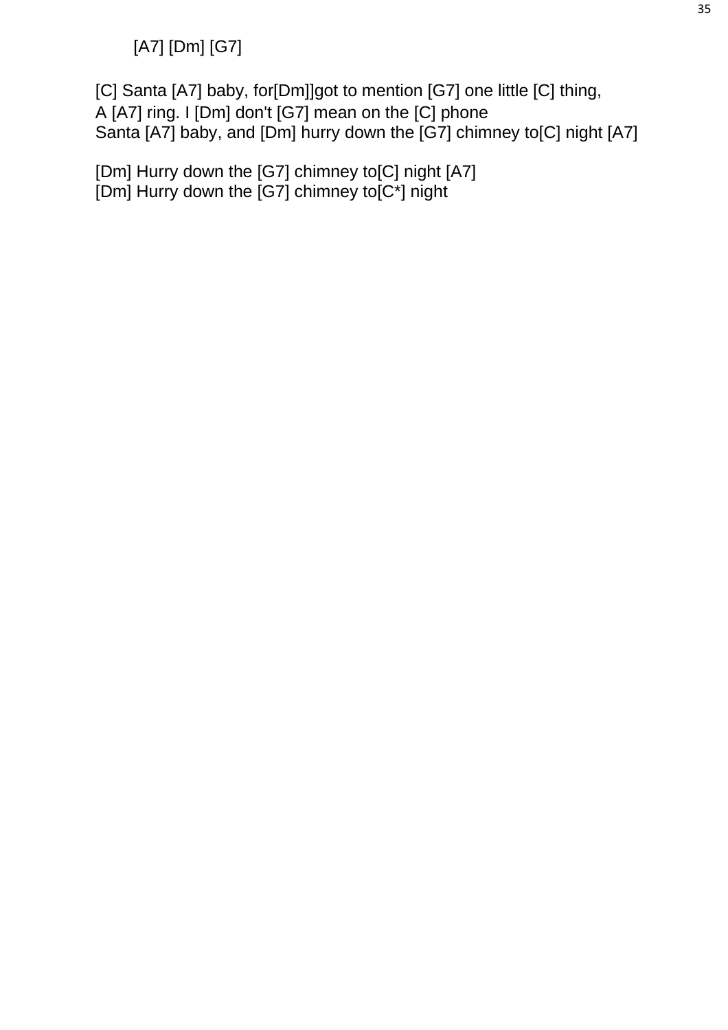[A7] [Dm] [G7]

[C] Santa [A7] baby, for[Dm]]got to mention [G7] one little [C] thing,
A [A7] ring. I [Dm] don't [G7] mean on the [C] phone
Santa [A7] baby, and [Dm] hurry down the [G7] chimney to[C] night [A7]

[Dm] Hurry down the [G7] chimney to[C] night [A7]
[Dm] Hurry down the [G7] chimney to[C*] night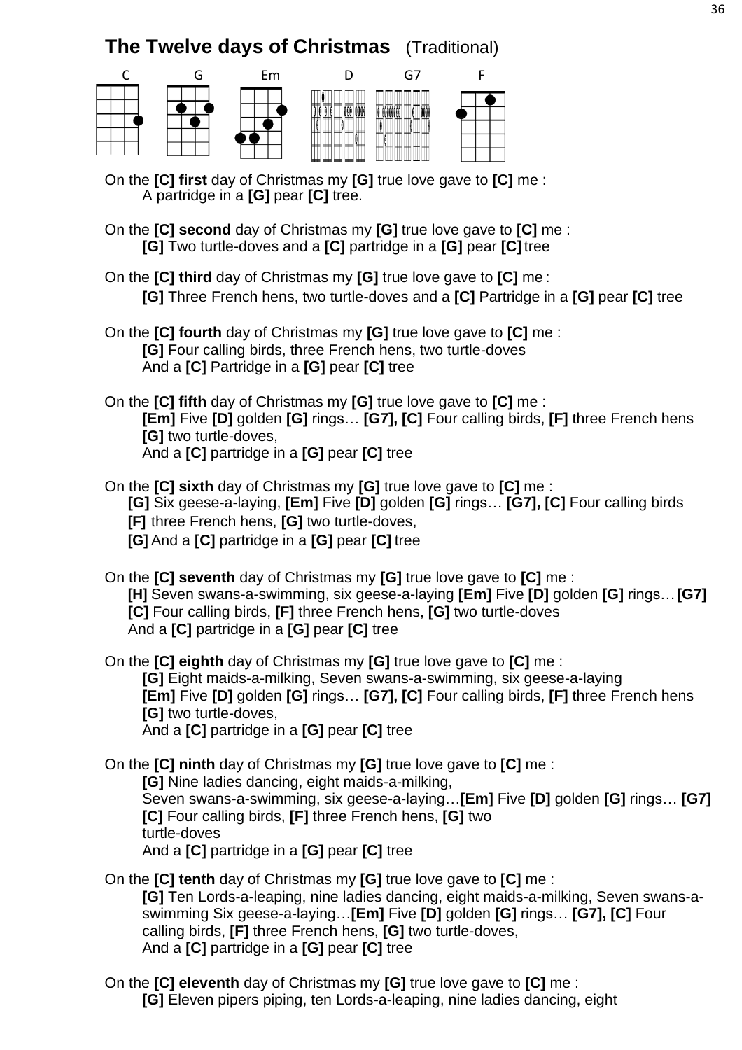# The Twelve days of Christmas (Traditional)

C G Em D G7 F

On the **[C] first** day of Christmas my **[G]** true love gave to **[C]** me :
A partridge in a **[G]** pear **[C]** tree.

On the **[C] second** day of Christmas my **[G]** true love gave to **[C]** me :
**[G]** Two turtle-doves and a **[C]** partridge in a **[G]** pear **[C]** tree

On the **[C] third** day of Christmas my **[G]** true love gave to **[C]** me :
**[G]** Three French hens, two turtle-doves and a **[C]** Partridge in a **[G]** pear **[C]** tree

On the **[C] fourth** day of Christmas my **[G]** true love gave to **[C]** me :
**[G]** Four calling birds, three French hens, two turtle-doves
And a **[C]** Partridge in a **[G]** pear **[C]** tree

On the **[C] fifth** day of Christmas my **[G]** true love gave to **[C]** me :
**[Em]** Five **[D]** golden **[G]** rings… **[G7], [C]** Four calling birds, **[F]** three French hens
**[G]** two turtle-doves,
And a **[C]** partridge in a **[G]** pear **[C]** tree

On the **[C] sixth** day of Christmas my **[G]** true love gave to **[C]** me :
**[G]** Six geese-a-laying, **[Em]** Five **[D]** golden **[G]** rings… **[G7], [C]** Four calling birds
**[F]** three French hens, **[G]** two turtle-doves,
**[G]** And a **[C]** partridge in a **[G]** pear **[C]** tree

On the **[C] seventh** day of Christmas my **[G]** true love gave to **[C]** me :
**[H]** Seven swans-a-swimming, six geese-a-laying **[Em]** Five **[D]** golden **[G]** rings…**[G7]**
**[C]** Four calling birds, **[F]** three French hens, **[G]** two turtle-doves
And a **[C]** partridge in a **[G]** pear **[C]** tree

On the **[C] eighth** day of Christmas my **[G]** true love gave to **[C]** me :
**[G]** Eight maids-a-milking, Seven swans-a-swimming, six geese-a-laying
**[Em]** Five **[D]** golden **[G]** rings… **[G7], [C]** Four calling birds, **[F]** three French hens
**[G]** two turtle-doves,
And a **[C]** partridge in a **[G]** pear **[C]** tree

On the **[C] ninth** day of Christmas my **[G]** true love gave to **[C]** me :
**[G]** Nine ladies dancing, eight maids-a-milking,
Seven swans-a-swimming, six geese-a-laying…**[Em]** Five **[D]** golden **[G]** rings… **[G7]**
**[C]** Four calling birds, **[F]** three French hens, **[G]** two
turtle-doves
And a **[C]** partridge in a **[G]** pear **[C]** tree

On the **[C] tenth** day of Christmas my **[G]** true love gave to **[C]** me :
**[G]** Ten Lords-a-leaping, nine ladies dancing, eight maids-a-milking, Seven swans-a-swimming Six geese-a-laying…**[Em]** Five **[D]** golden **[G]** rings… **[G7], [C]** Four calling birds, **[F]** three French hens, **[G]** two turtle-doves,
And a **[C]** partridge in a **[G]** pear **[C]** tree

On the **[C] eleventh** day of Christmas my **[G]** true love gave to **[C]** me :
**[G]** Eleven pipers piping, ten Lords-a-leaping, nine ladies dancing, eight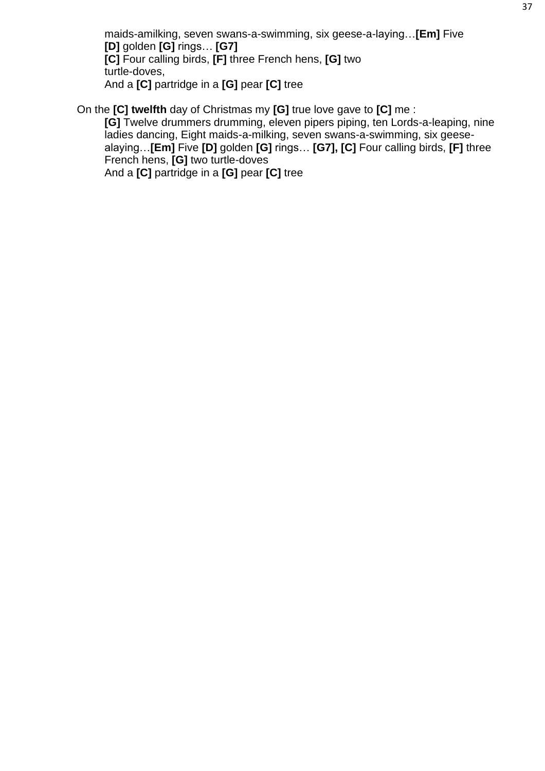maids-amilking, seven swans-a-swimming, six geese-a-laying…**[Em]** Five
**[D]** golden **[G]** rings… **[G7]**
**[C]** Four calling birds, **[F]** three French hens, **[G]** two
turtle-doves,
And a **[C]** partridge in a **[G]** pear **[C]** tree

On the **[C] twelfth** day of Christmas my **[G]** true love gave to **[C]** me :
**[G]** Twelve drummers drumming, eleven pipers piping, ten Lords-a-leaping, nine ladies dancing, Eight maids-a-milking, seven swans-a-swimming, six geese-alaying…**[Em]** Five **[D]** golden **[G]** rings… **[G7], [C]** Four calling birds, **[F]** three French hens, **[G]** two turtle-doves
And a **[C]** partridge in a **[G]** pear **[C]** tree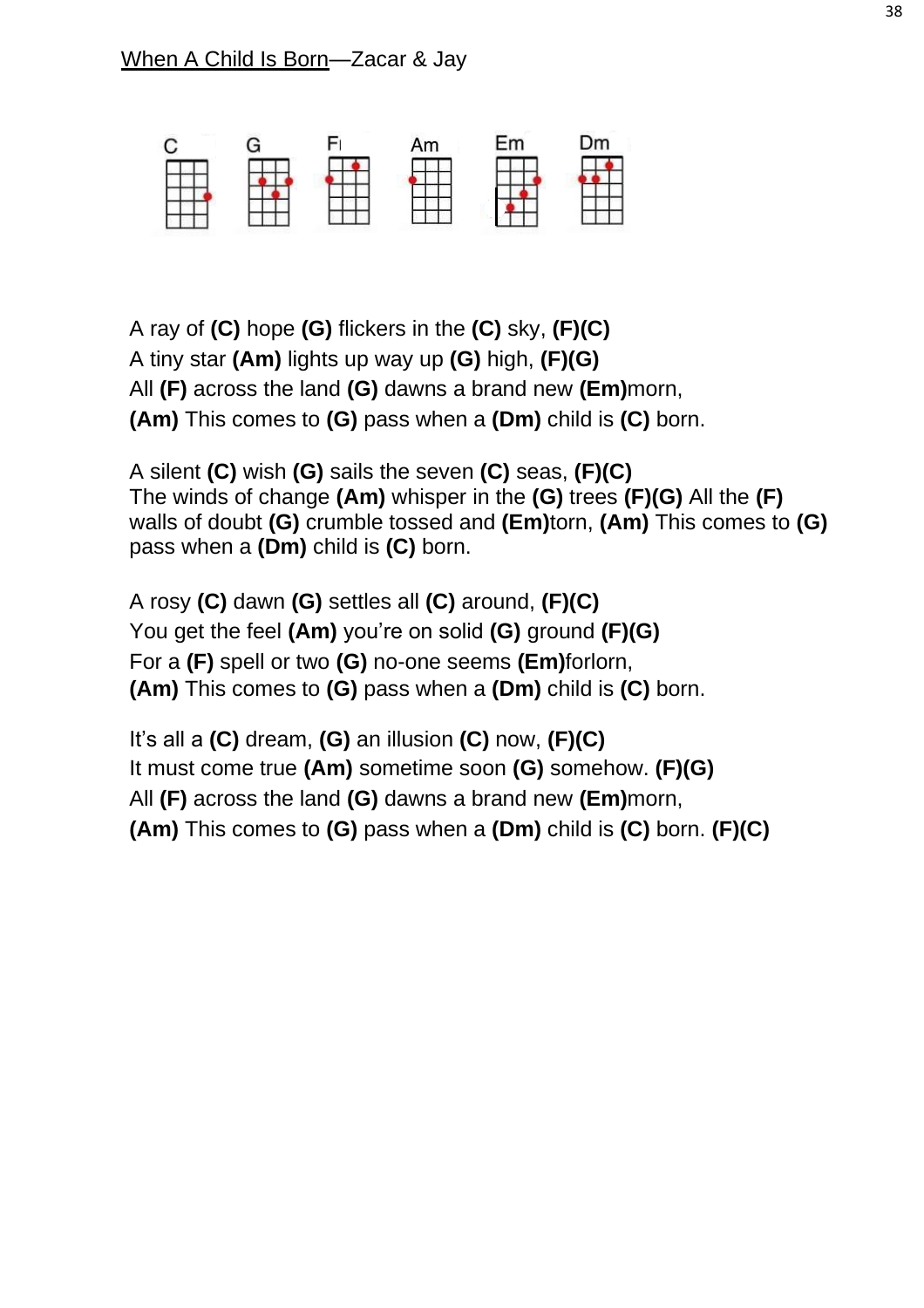When A Child Is Born—Zacar & Jay

C G F Am Em Dm

A ray of **(C)** hope **(G)** flickers in the **(C)** sky, **(F)(C)**
A tiny star **(Am)** lights up way up **(G)** high, **(F)(G)**
All **(F)** across the land **(G)** dawns a brand new **(Em)**morn,
**(Am)** This comes to **(G)** pass when a **(Dm)** child is **(C)** born.

A silent **(C)** wish **(G)** sails the seven **(C)** seas, **(F)(C)**
The winds of change **(Am)** whisper in the **(G)** trees **(F)(G)** All the **(F)** walls of doubt **(G)** crumble tossed and **(Em)**torn, **(Am)** This comes to **(G)** pass when a **(Dm)** child is **(C)** born.

A rosy **(C)** dawn **(G)** settles all **(C)** around, **(F)(C)**
You get the feel **(Am)** you're on solid **(G)** ground **(F)(G)**
For a **(F)** spell or two **(G)** no-one seems **(Em)**forlorn,
**(Am)** This comes to **(G)** pass when a **(Dm)** child is **(C)** born.

It's all a **(C)** dream, **(G)** an illusion **(C)** now, **(F)(C)**
It must come true **(Am)** sometime soon **(G)** somehow. **(F)(G)**
All **(F)** across the land **(G)** dawns a brand new **(Em)**morn,
**(Am)** This comes to **(G)** pass when a **(Dm)** child is **(C)** born. **(F)(C)**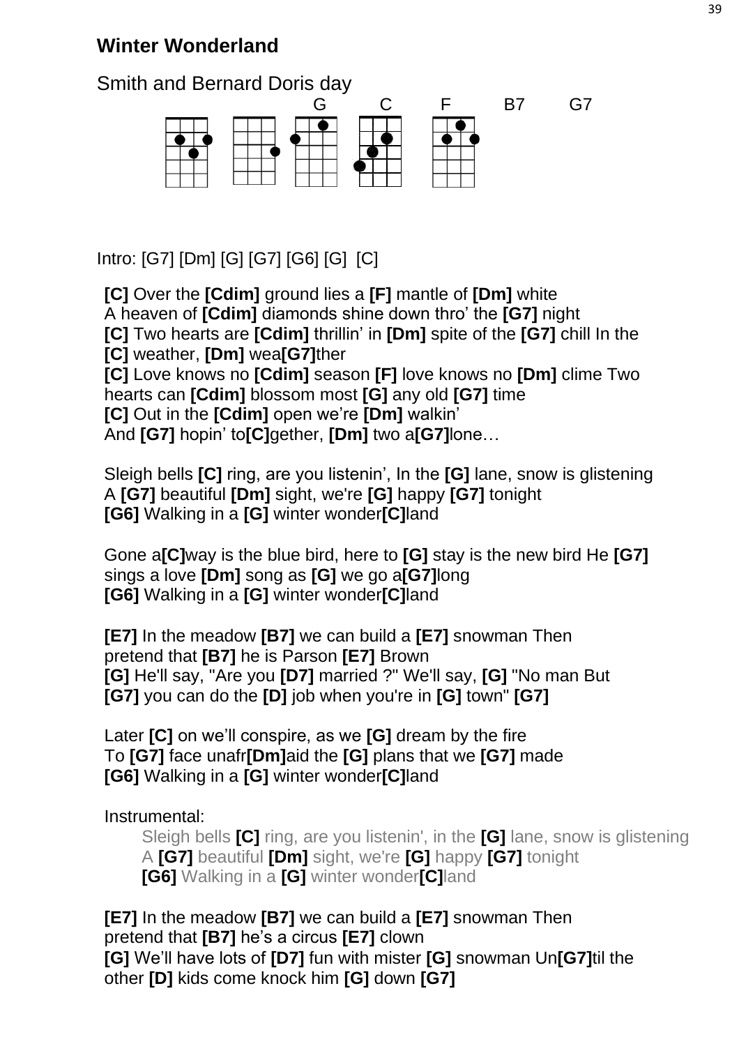## Winter Wonderland

Smith and Bernard Doris day

G C F B7 G7

Intro: [G7] [Dm] [G] [G7] [G6] [G] [C]

**[C]** Over the **[Cdim]** ground lies a **[F]** mantle of **[Dm]** white
A heaven of **[Cdim]** diamonds shine down thro' the **[G7]** night
**[C]** Two hearts are **[Cdim]** thrillin' in **[Dm]** spite of the **[G7]** chill In the
**[C]** weather, **[Dm]** wea**[G7]**ther
**[C]** Love knows no **[Cdim]** season **[F]** love knows no **[Dm]** clime Two
hearts can **[Cdim]** blossom most **[G]** any old **[G7]** time
**[C]** Out in the **[Cdim]** open we're **[Dm]** walkin'
And **[G7]** hopin' to**[C]**gether, **[Dm]** two a**[G7]**lone…

Sleigh bells **[C]** ring, are you listenin', In the **[G]** lane, snow is glistening
A **[G7]** beautiful **[Dm]** sight, we're **[G]** happy **[G7]** tonight
**[G6]** Walking in a **[G]** winter wonder**[C]**land

Gone a**[C]**way is the blue bird, here to **[G]** stay is the new bird He **[G7]**
sings a love **[Dm]** song as **[G]** we go a**[G7]**long
**[G6]** Walking in a **[G]** winter wonder**[C]**land

**[E7]** In the meadow **[B7]** we can build a **[E7]** snowman Then
pretend that **[B7]** he is Parson **[E7]** Brown
**[G]** He'll say, "Are you **[D7]** married ?" We'll say, **[G]** "No man But
**[G7]** you can do the **[D]** job when you're in **[G]** town" **[G7]**

Later **[C]** on we'll conspire, as we **[G]** dream by the fire
To **[G7]** face unafr**[Dm]**aid the **[G]** plans that we **[G7]** made
**[G6]** Walking in a **[G]** winter wonder**[C]**land

Instrumental:

> Sleigh bells **[C]** ring, are you listenin', in the **[G]** lane, snow is glistening
> A **[G7]** beautiful **[Dm]** sight, we're **[G]** happy **[G7]** tonight
> **[G6]** Walking in a **[G]** winter wonder**[C]**land

**[E7]** In the meadow **[B7]** we can build a **[E7]** snowman Then
pretend that **[B7]** he's a circus **[E7]** clown
**[G]** We'll have lots of **[D7]** fun with mister **[G]** snowman Un**[G7]**til the
other **[D]** kids come knock him **[G]** down **[G7]**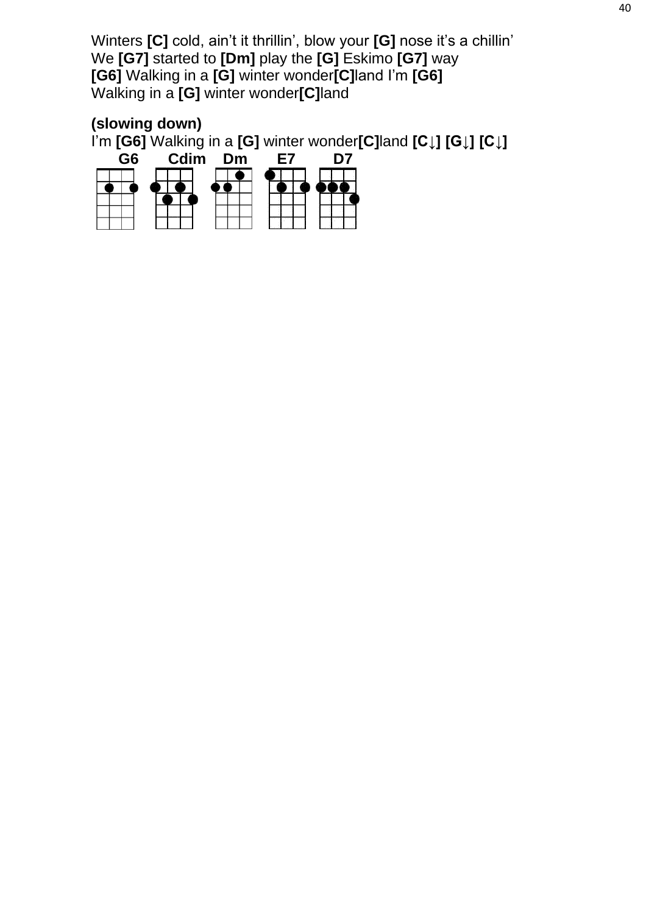Winters **[C]** cold, ain’t it thrillin’, blow your **[G]** nose it’s a chillin’
We **[G7]** started to **[Dm]** play the **[G]** Eskimo **[G7]** way
**[G6]** Walking in a **[G]** winter wonder**[C]**land I’m **[G6]**
Walking in a **[G]** winter wonder**[C]**land

**(slowing down)**
I’m **[G6]** Walking in a **[G]** winter wonder**[C]**land **[C↓] [G↓] [C↓]**

G6 Cdim Dm E7 D7